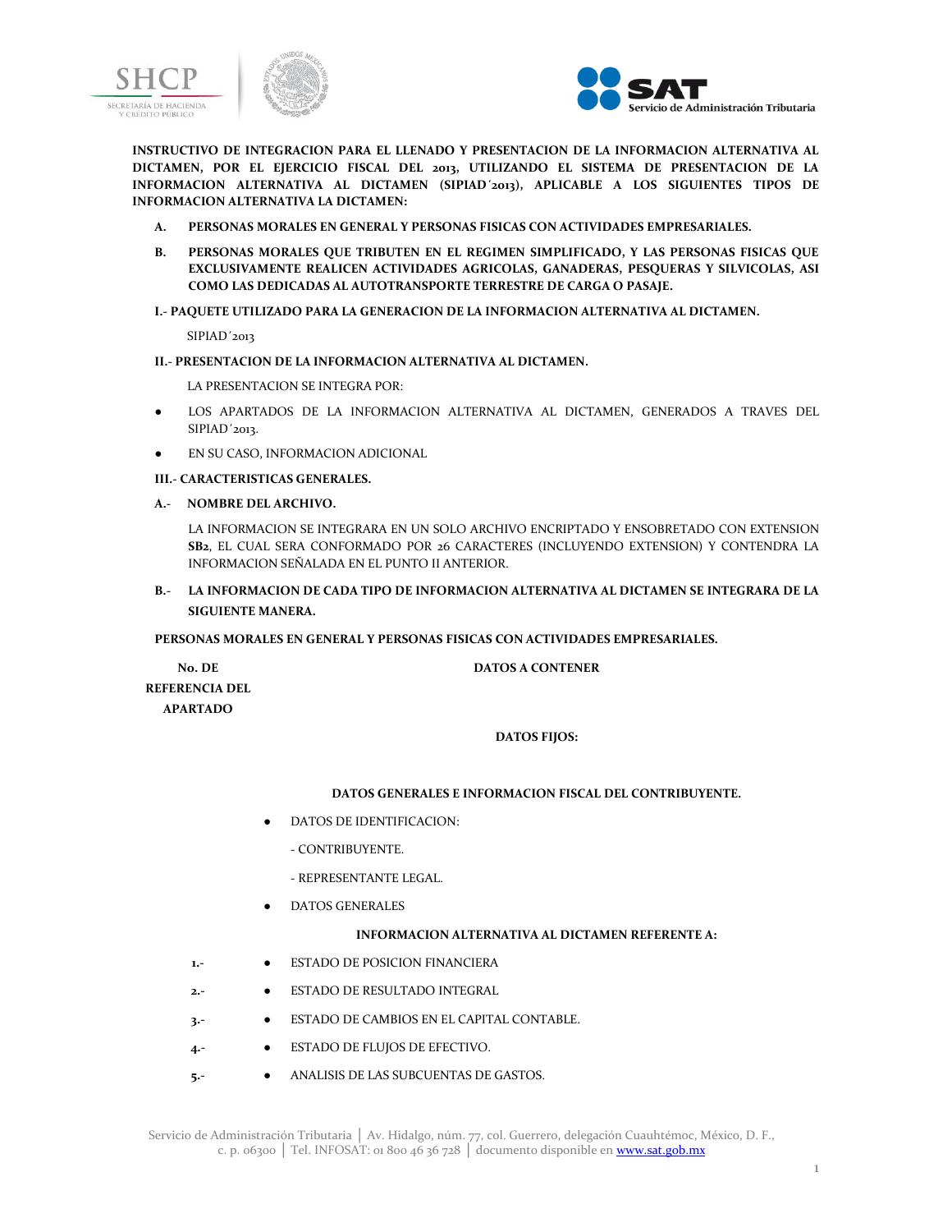**INSTRUCTIVO DE INTEGRACION PARA EL LLENADO Y PRESENTACION DE LA INFORMACION ALTERNATIVA AL DICTAMEN, POR EL EJERCICIO FISCAL DEL 2013, UTILIZANDO EL SISTEMA DE PRESENTACION DE LA INFORMACION ALTERNATIVA AL DICTAMEN (SIPIAD´2013), APLICABLE A LOS SIGUIENTES TIPOS DE INFORMACION ALTERNATIVA LA DICTAMEN:**

**A. PERSONAS MORALES EN GENERAL Y PERSONAS FISICAS CON ACTIVIDADES EMPRESARIALES.**

**B. PERSONAS MORALES QUE TRIBUTEN EN EL REGIMEN SIMPLIFICADO, Y LAS PERSONAS FISICAS QUE EXCLUSIVAMENTE REALICEN ACTIVIDADES AGRICOLAS, GANADERAS, PESQUERAS Y SILVICOLAS, ASI COMO LAS DEDICADAS AL AUTOTRANSPORTE TERRESTRE DE CARGA O PASAJE.**

**I.- PAQUETE UTILIZADO PARA LA GENERACION DE LA INFORMACION ALTERNATIVA AL DICTAMEN.**

SIPIAD´2013

**II.- PRESENTACION DE LA INFORMACION ALTERNATIVA AL DICTAMEN.**

LA PRESENTACION SE INTEGRA POR:

- LOS APARTADOS DE LA INFORMACION ALTERNATIVA AL DICTAMEN, GENERADOS A TRAVES DEL SIPIAD´2013.
- EN SU CASO, INFORMACION ADICIONAL

**III.- CARACTERISTICAS GENERALES.**

**A.- NOMBRE DEL ARCHIVO.**

LA INFORMACION SE INTEGRARA EN UN SOLO ARCHIVO ENCRIPTADO Y ENSOBRETADO CON EXTENSION **SB2**, EL CUAL SERA CONFORMADO POR 26 CARACTERES (INCLUYENDO EXTENSION) Y CONTENDRA LA INFORMACION SEÑALADA EN EL PUNTO II ANTERIOR.

**B.- LA INFORMACION DE CADA TIPO DE INFORMACION ALTERNATIVA AL DICTAMEN SE INTEGRARA DE LA SIGUIENTE MANERA.**

**PERSONAS MORALES EN GENERAL Y PERSONAS FISICAS CON ACTIVIDADES EMPRESARIALES.**

| No. DE REFERENCIA DEL APARTADO | DATOS A CONTENER |
|---|---|
| | **DATOS FIJOS:** |
| | **DATOS GENERALES E INFORMACION FISCAL DEL CONTRIBUYENTE.** |
| | ● DATOS DE IDENTIFICACION: |
| | - CONTRIBUYENTE. |
| | - REPRESENTANTE LEGAL. |
| | ● DATOS GENERALES |
| | **INFORMACION ALTERNATIVA AL DICTAMEN REFERENTE A:** |
| 1.- | ● ESTADO DE POSICION FINANCIERA |
| 2.- | ● ESTADO DE RESULTADO INTEGRAL |
| 3.- | ● ESTADO DE CAMBIOS EN EL CAPITAL CONTABLE. |
| 4.- | ● ESTADO DE FLUJOS DE EFECTIVO. |
| 5.- | ● ANALISIS DE LAS SUBCUENTAS DE GASTOS. |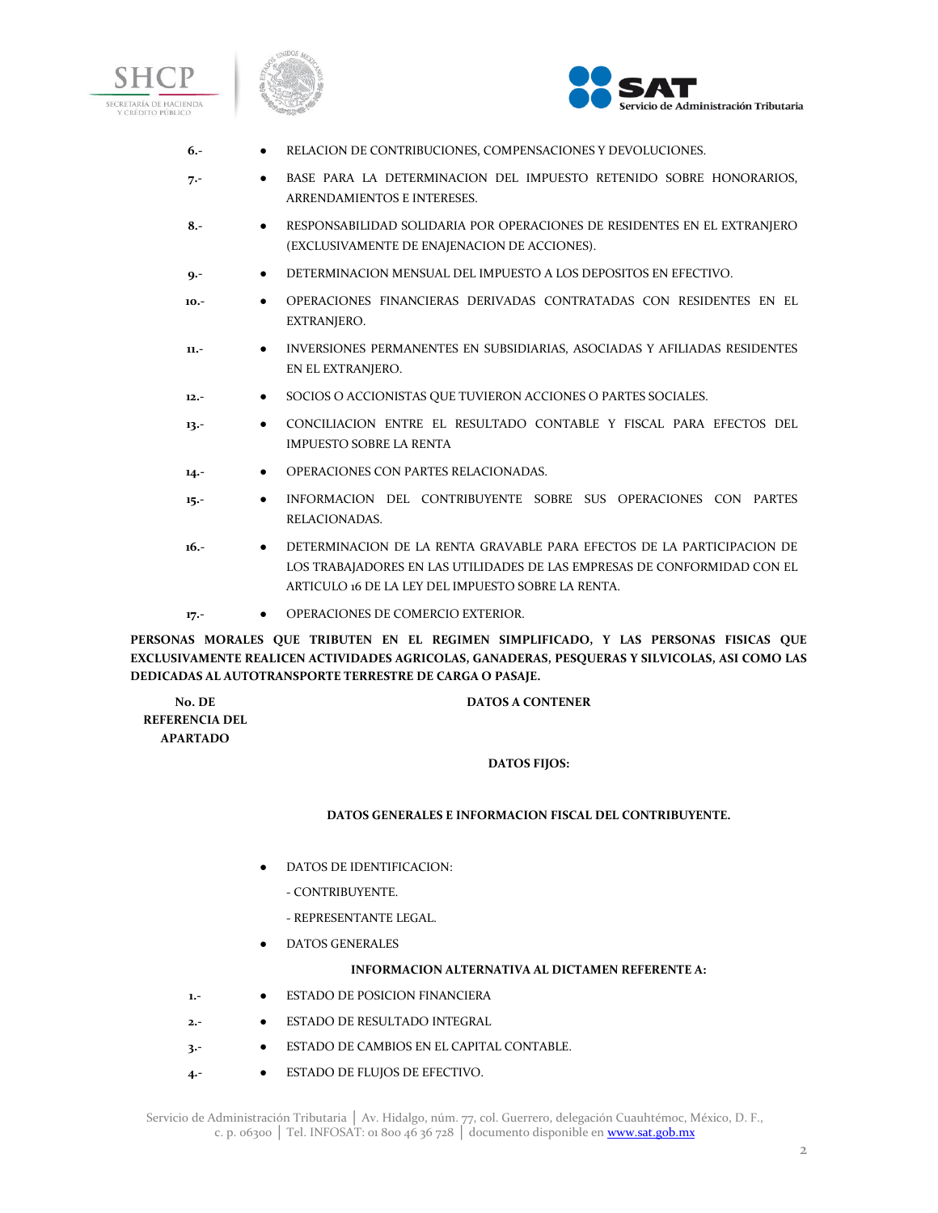6.- ● RELACION DE CONTRIBUCIONES, COMPENSACIONES Y DEVOLUCIONES.

7.- ● BASE PARA LA DETERMINACION DEL IMPUESTO RETENIDO SOBRE HONORARIOS, ARRENDAMIENTOS E INTERESES.

8.- ● RESPONSABILIDAD SOLIDARIA POR OPERACIONES DE RESIDENTES EN EL EXTRANJERO (EXCLUSIVAMENTE DE ENAJENACION DE ACCIONES).

9.- ● DETERMINACION MENSUAL DEL IMPUESTO A LOS DEPOSITOS EN EFECTIVO.

10.- ● OPERACIONES FINANCIERAS DERIVADAS CONTRATADAS CON RESIDENTES EN EL EXTRANJERO.

11.- ● INVERSIONES PERMANENTES EN SUBSIDIARIAS, ASOCIADAS Y AFILIADAS RESIDENTES EN EL EXTRANJERO.

12.- ● SOCIOS O ACCIONISTAS QUE TUVIERON ACCIONES O PARTES SOCIALES.

13.- ● CONCILIACION ENTRE EL RESULTADO CONTABLE Y FISCAL PARA EFECTOS DEL IMPUESTO SOBRE LA RENTA

14.- ● OPERACIONES CON PARTES RELACIONADAS.

15.- ● INFORMACION DEL CONTRIBUYENTE SOBRE SUS OPERACIONES CON PARTES RELACIONADAS.

16.- ● DETERMINACION DE LA RENTA GRAVABLE PARA EFECTOS DE LA PARTICIPACION DE LOS TRABAJADORES EN LAS UTILIDADES DE LAS EMPRESAS DE CONFORMIDAD CON EL ARTICULO 16 DE LA LEY DEL IMPUESTO SOBRE LA RENTA.

17.- ● OPERACIONES DE COMERCIO EXTERIOR.

**PERSONAS MORALES QUE TRIBUTEN EN EL REGIMEN SIMPLIFICADO, Y LAS PERSONAS FISICAS QUE EXCLUSIVAMENTE REALICEN ACTIVIDADES AGRICOLAS, GANADERAS, PESQUERAS Y SILVICOLAS, ASI COMO LAS DEDICADAS AL AUTOTRANSPORTE TERRESTRE DE CARGA O PASAJE.**

| No. DE REFERENCIA DEL APARTADO | DATOS A CONTENER |
|---|---|

**DATOS FIJOS:**

**DATOS GENERALES E INFORMACION FISCAL DEL CONTRIBUYENTE.**

- DATOS DE IDENTIFICACION:
  - CONTRIBUYENTE.
  - REPRESENTANTE LEGAL.
- DATOS GENERALES

**INFORMACION ALTERNATIVA AL DICTAMEN REFERENTE A:**

1.- ● ESTADO DE POSICION FINANCIERA

2.- ● ESTADO DE RESULTADO INTEGRAL

3.- ● ESTADO DE CAMBIOS EN EL CAPITAL CONTABLE.

4.- ● ESTADO DE FLUJOS DE EFECTIVO.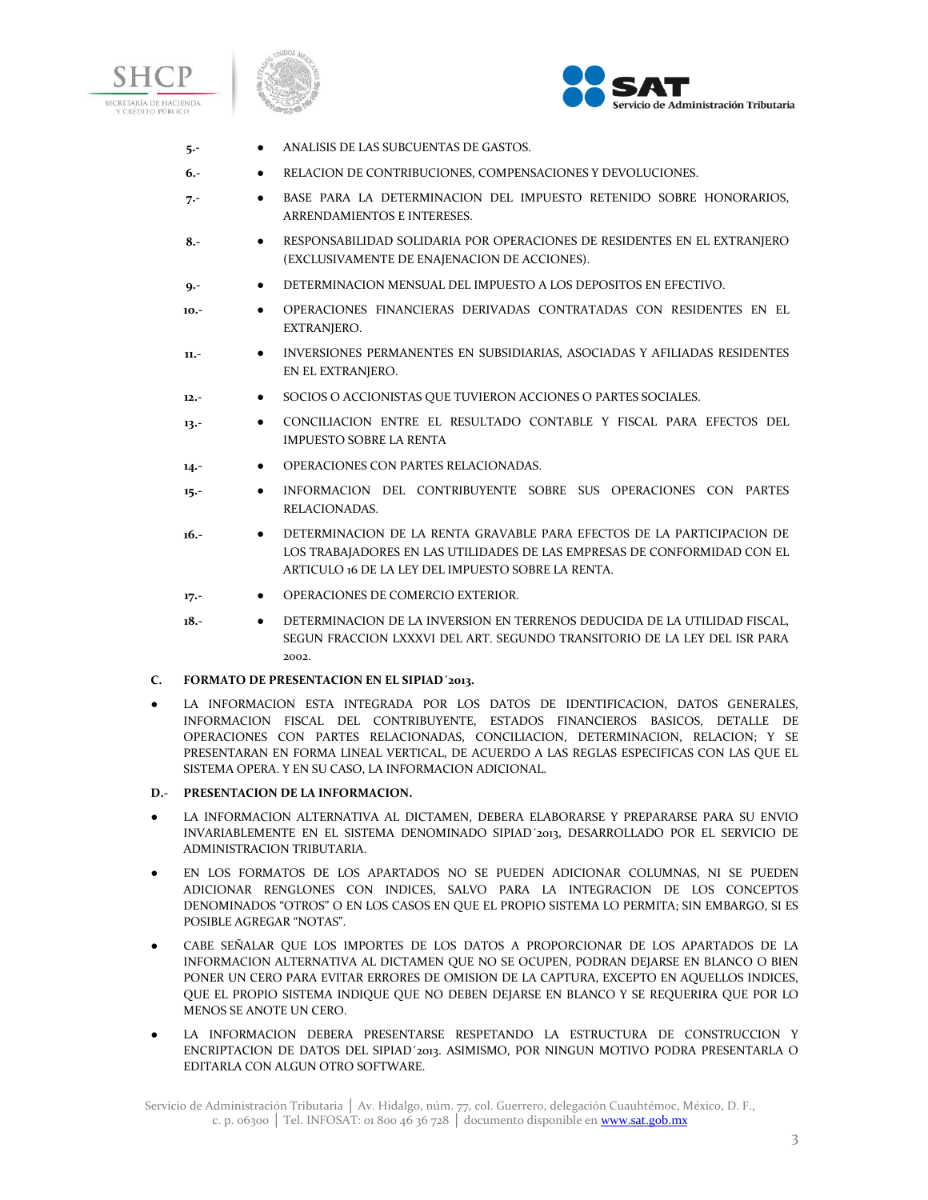5.- ● ANALISIS DE LAS SUBCUENTAS DE GASTOS.

6.- ● RELACION DE CONTRIBUCIONES, COMPENSACIONES Y DEVOLUCIONES.

7.- ● BASE PARA LA DETERMINACION DEL IMPUESTO RETENIDO SOBRE HONORARIOS, ARRENDAMIENTOS E INTERESES.

8.- ● RESPONSABILIDAD SOLIDARIA POR OPERACIONES DE RESIDENTES EN EL EXTRANJERO (EXCLUSIVAMENTE DE ENAJENACION DE ACCIONES).

9.- ● DETERMINACION MENSUAL DEL IMPUESTO A LOS DEPOSITOS EN EFECTIVO.

10.- ● OPERACIONES FINANCIERAS DERIVADAS CONTRATADAS CON RESIDENTES EN EL EXTRANJERO.

11.- ● INVERSIONES PERMANENTES EN SUBSIDIARIAS, ASOCIADAS Y AFILIADAS RESIDENTES EN EL EXTRANJERO.

12.- ● SOCIOS O ACCIONISTAS QUE TUVIERON ACCIONES O PARTES SOCIALES.

13.- ● CONCILIACION ENTRE EL RESULTADO CONTABLE Y FISCAL PARA EFECTOS DEL IMPUESTO SOBRE LA RENTA

14.- ● OPERACIONES CON PARTES RELACIONADAS.

15.- ● INFORMACION DEL CONTRIBUYENTE SOBRE SUS OPERACIONES CON PARTES RELACIONADAS.

16.- ● DETERMINACION DE LA RENTA GRAVABLE PARA EFECTOS DE LA PARTICIPACION DE LOS TRABAJADORES EN LAS UTILIDADES DE LAS EMPRESAS DE CONFORMIDAD CON EL ARTICULO 16 DE LA LEY DEL IMPUESTO SOBRE LA RENTA.

17.- ● OPERACIONES DE COMERCIO EXTERIOR.

18.- ● DETERMINACION DE LA INVERSION EN TERRENOS DEDUCIDA DE LA UTILIDAD FISCAL, SEGUN FRACCION LXXXVI DEL ART. SEGUNDO TRANSITORIO DE LA LEY DEL ISR PARA 2002.

**C. FORMATO DE PRESENTACION EN EL SIPIAD´2013.**

- LA INFORMACION ESTA INTEGRADA POR LOS DATOS DE IDENTIFICACION, DATOS GENERALES, INFORMACION FISCAL DEL CONTRIBUYENTE, ESTADOS FINANCIEROS BASICOS, DETALLE DE OPERACIONES CON PARTES RELACIONADAS, CONCILIACION, DETERMINACION, RELACION; Y SE PRESENTARAN EN FORMA LINEAL VERTICAL, DE ACUERDO A LAS REGLAS ESPECIFICAS CON LAS QUE EL SISTEMA OPERA. Y EN SU CASO, LA INFORMACION ADICIONAL.

**D.- PRESENTACION DE LA INFORMACION.**

- LA INFORMACION ALTERNATIVA AL DICTAMEN, DEBERA ELABORARSE Y PREPARARSE PARA SU ENVIO INVARIABLEMENTE EN EL SISTEMA DENOMINADO SIPIAD´2013, DESARROLLADO POR EL SERVICIO DE ADMINISTRACION TRIBUTARIA.
- EN LOS FORMATOS DE LOS APARTADOS NO SE PUEDEN ADICIONAR COLUMNAS, NI SE PUEDEN ADICIONAR RENGLONES CON INDICES, SALVO PARA LA INTEGRACION DE LOS CONCEPTOS DENOMINADOS "OTROS" O EN LOS CASOS EN QUE EL PROPIO SISTEMA LO PERMITA; SIN EMBARGO, SI ES POSIBLE AGREGAR "NOTAS".
- CABE SEÑALAR QUE LOS IMPORTES DE LOS DATOS A PROPORCIONAR DE LOS APARTADOS DE LA INFORMACION ALTERNATIVA AL DICTAMEN QUE NO SE OCUPEN, PODRAN DEJARSE EN BLANCO O BIEN PONER UN CERO PARA EVITAR ERRORES DE OMISION DE LA CAPTURA, EXCEPTO EN AQUELLOS INDICES, QUE EL PROPIO SISTEMA INDIQUE QUE NO DEBEN DEJARSE EN BLANCO Y SE REQUERIRA QUE POR LO MENOS SE ANOTE UN CERO.
- LA INFORMACION DEBERA PRESENTARSE RESPETANDO LA ESTRUCTURA DE CONSTRUCCION Y ENCRIPTACION DE DATOS DEL SIPIAD´2013. ASIMISMO, POR NINGUN MOTIVO PODRA PRESENTARLA O EDITARLA CON ALGUN OTRO SOFTWARE.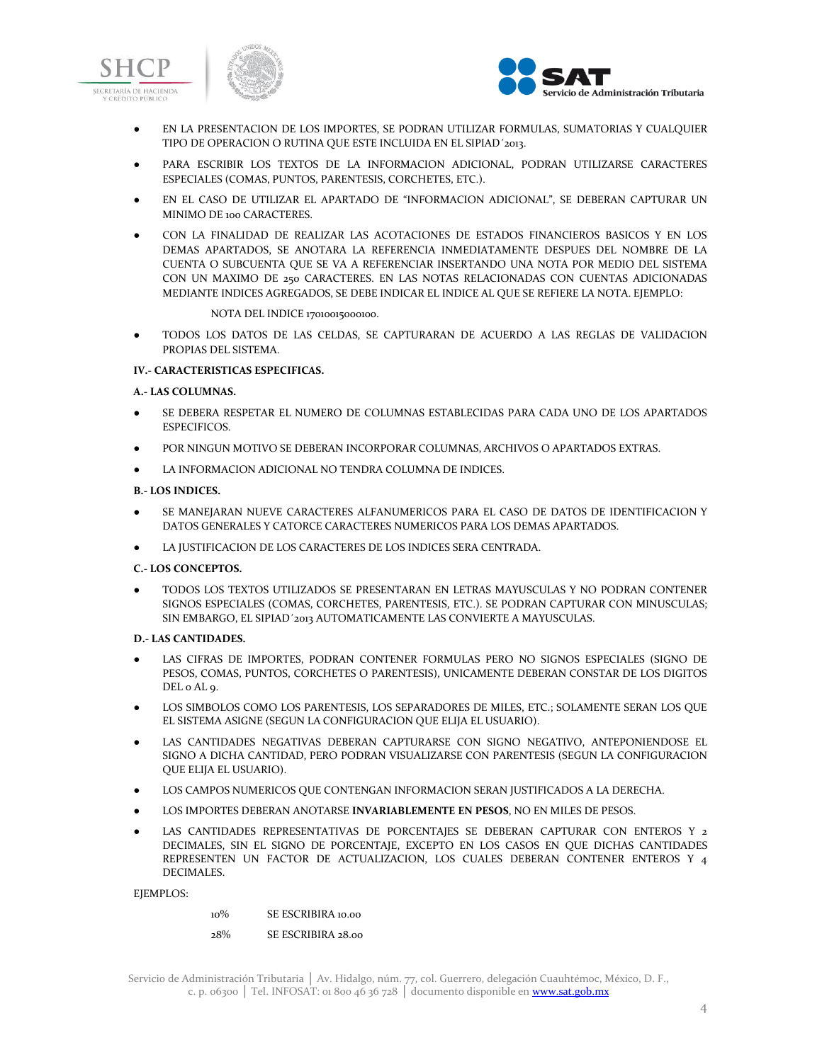- EN LA PRESENTACION DE LOS IMPORTES, SE PODRAN UTILIZAR FORMULAS, SUMATORIAS Y CUALQUIER TIPO DE OPERACION O RUTINA QUE ESTE INCLUIDA EN EL SIPIAD´2013.
- PARA ESCRIBIR LOS TEXTOS DE LA INFORMACION ADICIONAL, PODRAN UTILIZARSE CARACTERES ESPECIALES (COMAS, PUNTOS, PARENTESIS, CORCHETES, ETC.).
- EN EL CASO DE UTILIZAR EL APARTADO DE "INFORMACION ADICIONAL", SE DEBERAN CAPTURAR UN MINIMO DE 100 CARACTERES.
- CON LA FINALIDAD DE REALIZAR LAS ACOTACIONES DE ESTADOS FINANCIEROS BASICOS Y EN LOS DEMAS APARTADOS, SE ANOTARA LA REFERENCIA INMEDIATAMENTE DESPUES DEL NOMBRE DE LA CUENTA O SUBCUENTA QUE SE VA A REFERENCIAR INSERTANDO UNA NOTA POR MEDIO DEL SISTEMA CON UN MAXIMO DE 250 CARACTERES. EN LAS NOTAS RELACIONADAS CON CUENTAS ADICIONADAS MEDIANTE INDICES AGREGADOS, SE DEBE INDICAR EL INDICE AL QUE SE REFIERE LA NOTA. EJEMPLO:

  NOTA DEL INDICE 17010015000100.

- TODOS LOS DATOS DE LAS CELDAS, SE CAPTURARAN DE ACUERDO A LAS REGLAS DE VALIDACION PROPIAS DEL SISTEMA.

**IV.- CARACTERISTICAS ESPECIFICAS.**

**A.- LAS COLUMNAS.**

- SE DEBERA RESPETAR EL NUMERO DE COLUMNAS ESTABLECIDAS PARA CADA UNO DE LOS APARTADOS ESPECIFICOS.
- POR NINGUN MOTIVO SE DEBERAN INCORPORAR COLUMNAS, ARCHIVOS O APARTADOS EXTRAS.
- LA INFORMACION ADICIONAL NO TENDRA COLUMNA DE INDICES.

**B.- LOS INDICES.**

- SE MANEJARAN NUEVE CARACTERES ALFANUMERICOS PARA EL CASO DE DATOS DE IDENTIFICACION Y DATOS GENERALES Y CATORCE CARACTERES NUMERICOS PARA LOS DEMAS APARTADOS.
- LA JUSTIFICACION DE LOS CARACTERES DE LOS INDICES SERA CENTRADA.

**C.- LOS CONCEPTOS.**

- TODOS LOS TEXTOS UTILIZADOS SE PRESENTARAN EN LETRAS MAYUSCULAS Y NO PODRAN CONTENER SIGNOS ESPECIALES (COMAS, CORCHETES, PARENTESIS, ETC.). SE PODRAN CAPTURAR CON MINUSCULAS; SIN EMBARGO, EL SIPIAD´2013 AUTOMATICAMENTE LAS CONVIERTE A MAYUSCULAS.

**D.- LAS CANTIDADES.**

- LAS CIFRAS DE IMPORTES, PODRAN CONTENER FORMULAS PERO NO SIGNOS ESPECIALES (SIGNO DE PESOS, COMAS, PUNTOS, CORCHETES O PARENTESIS), UNICAMENTE DEBERAN CONSTAR DE LOS DIGITOS DEL 0 AL 9.
- LOS SIMBOLOS COMO LOS PARENTESIS, LOS SEPARADORES DE MILES, ETC.; SOLAMENTE SERAN LOS QUE EL SISTEMA ASIGNE (SEGUN LA CONFIGURACION QUE ELIJA EL USUARIO).
- LAS CANTIDADES NEGATIVAS DEBERAN CAPTURARSE CON SIGNO NEGATIVO, ANTEPONIENDOSE EL SIGNO A DICHA CANTIDAD, PERO PODRAN VISUALIZARSE CON PARENTESIS (SEGUN LA CONFIGURACION QUE ELIJA EL USUARIO).
- LOS CAMPOS NUMERICOS QUE CONTENGAN INFORMACION SERAN JUSTIFICADOS A LA DERECHA.
- LOS IMPORTES DEBERAN ANOTARSE **INVARIABLEMENTE EN PESOS**, NO EN MILES DE PESOS.
- LAS CANTIDADES REPRESENTATIVAS DE PORCENTAJES SE DEBERAN CAPTURAR CON ENTEROS Y 2 DECIMALES, SIN EL SIGNO DE PORCENTAJE, EXCEPTO EN LOS CASOS EN QUE DICHAS CANTIDADES REPRESENTEN UN FACTOR DE ACTUALIZACION, LOS CUALES DEBERAN CONTENER ENTEROS Y 4 DECIMALES.

EJEMPLOS:

10% SE ESCRIBIRA 10.00

28% SE ESCRIBIRA 28.00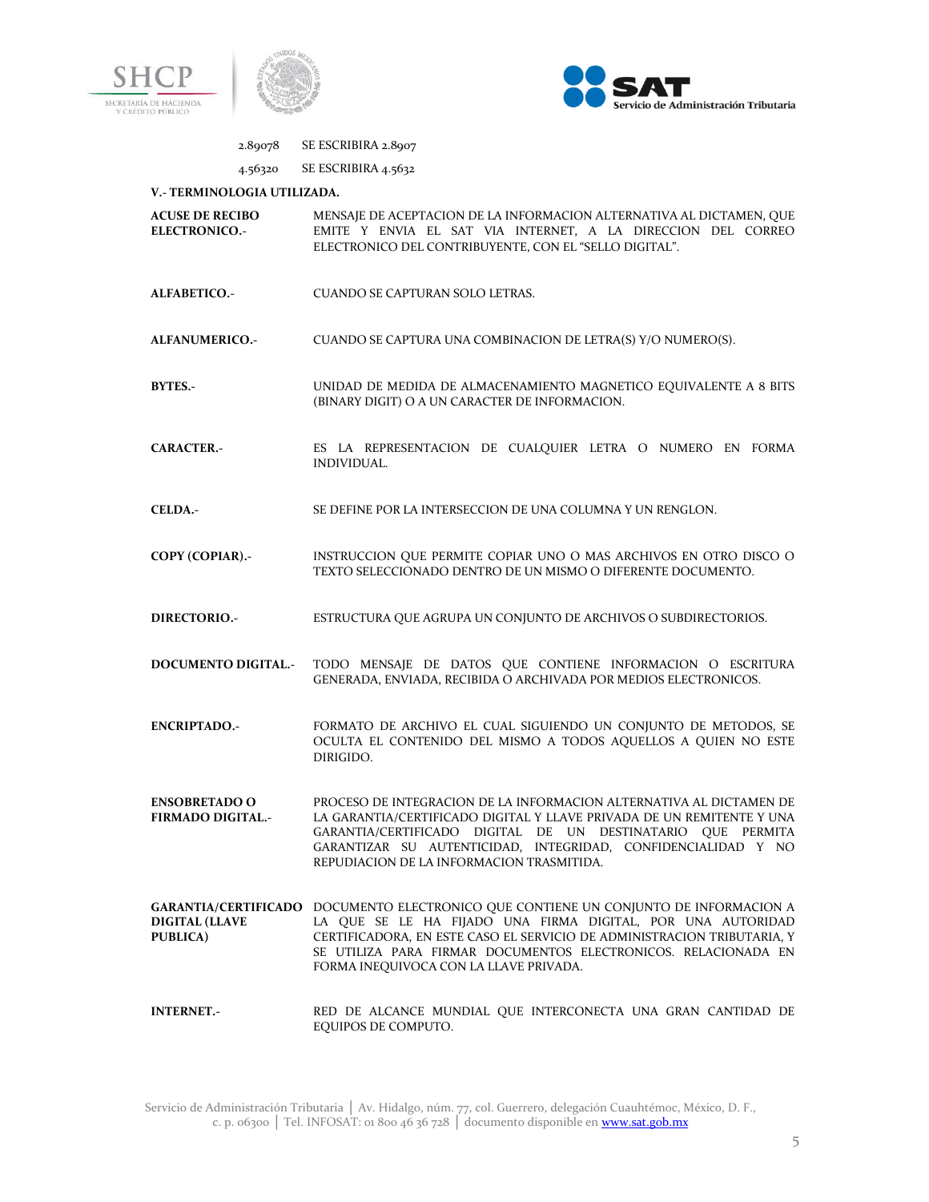2.89078 SE ESCRIBIRA 2.8907

4.56320 SE ESCRIBIRA 4.5632

**V.- TERMINOLOGIA UTILIZADA.**

**ACUSE DE RECIBO ELECTRONICO.-** MENSAJE DE ACEPTACION DE LA INFORMACION ALTERNATIVA AL DICTAMEN, QUE EMITE Y ENVIA EL SAT VIA INTERNET, A LA DIRECCION DEL CORREO ELECTRONICO DEL CONTRIBUYENTE, CON EL "SELLO DIGITAL".

**ALFABETICO.-** CUANDO SE CAPTURAN SOLO LETRAS.

**ALFANUMERICO.-** CUANDO SE CAPTURA UNA COMBINACION DE LETRA(S) Y/O NUMERO(S).

**BYTES.-** UNIDAD DE MEDIDA DE ALMACENAMIENTO MAGNETICO EQUIVALENTE A 8 BITS (BINARY DIGIT) O A UN CARACTER DE INFORMACION.

**CARACTER.-** ES LA REPRESENTACION DE CUALQUIER LETRA O NUMERO EN FORMA INDIVIDUAL.

**CELDA.-** SE DEFINE POR LA INTERSECCION DE UNA COLUMNA Y UN RENGLON.

**COPY (COPIAR).-** INSTRUCCION QUE PERMITE COPIAR UNO O MAS ARCHIVOS EN OTRO DISCO O TEXTO SELECCIONADO DENTRO DE UN MISMO O DIFERENTE DOCUMENTO.

**DIRECTORIO.-** ESTRUCTURA QUE AGRUPA UN CONJUNTO DE ARCHIVOS O SUBDIRECTORIOS.

**DOCUMENTO DIGITAL.-** TODO MENSAJE DE DATOS QUE CONTIENE INFORMACION O ESCRITURA GENERADA, ENVIADA, RECIBIDA O ARCHIVADA POR MEDIOS ELECTRONICOS.

**ENCRIPTADO.-** FORMATO DE ARCHIVO EL CUAL SIGUIENDO UN CONJUNTO DE METODOS, SE OCULTA EL CONTENIDO DEL MISMO A TODOS AQUELLOS A QUIEN NO ESTE DIRIGIDO.

**ENSOBRETADO O FIRMADO DIGITAL.-** PROCESO DE INTEGRACION DE LA INFORMACION ALTERNATIVA AL DICTAMEN DE LA GARANTIA/CERTIFICADO DIGITAL Y LLAVE PRIVADA DE UN REMITENTE Y UNA GARANTIA/CERTIFICADO DIGITAL DE UN DESTINATARIO QUE PERMITA GARANTIZAR SU AUTENTICIDAD, INTEGRIDAD, CONFIDENCIALIDAD Y NO REPUDIACION DE LA INFORMACION TRASMITIDA.

**GARANTIA/CERTIFICADO DIGITAL (LLAVE PUBLICA)** DOCUMENTO ELECTRONICO QUE CONTIENE UN CONJUNTO DE INFORMACION A LA QUE SE LE HA FIJADO UNA FIRMA DIGITAL, POR UNA AUTORIDAD CERTIFICADORA, EN ESTE CASO EL SERVICIO DE ADMINISTRACION TRIBUTARIA, Y SE UTILIZA PARA FIRMAR DOCUMENTOS ELECTRONICOS. RELACIONADA EN FORMA INEQUIVOCA CON LA LLAVE PRIVADA.

**INTERNET.-** RED DE ALCANCE MUNDIAL QUE INTERCONECTA UNA GRAN CANTIDAD DE EQUIPOS DE COMPUTO.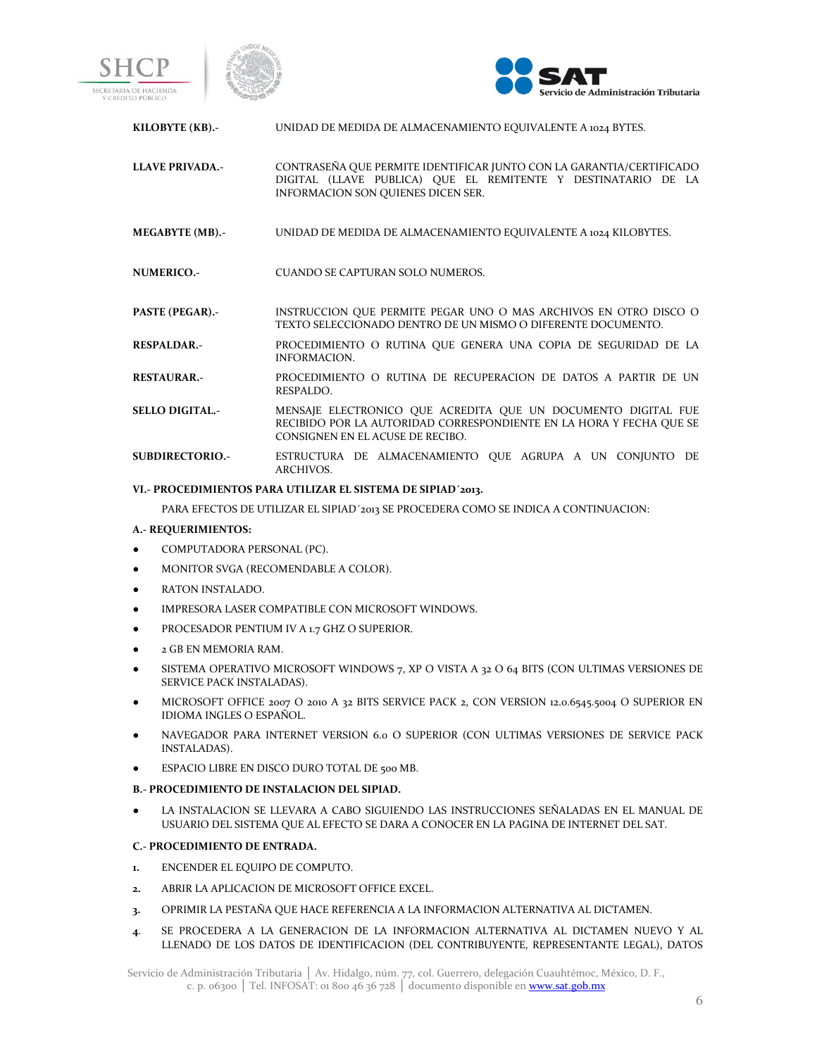**KILOBYTE (KB).-** UNIDAD DE MEDIDA DE ALMACENAMIENTO EQUIVALENTE A 1024 BYTES.

**LLAVE PRIVADA.-** CONTRASEÑA QUE PERMITE IDENTIFICAR JUNTO CON LA GARANTIA/CERTIFICADO DIGITAL (LLAVE PUBLICA) QUE EL REMITENTE Y DESTINATARIO DE LA INFORMACION SON QUIENES DICEN SER.

**MEGABYTE (MB).-** UNIDAD DE MEDIDA DE ALMACENAMIENTO EQUIVALENTE A 1024 KILOBYTES.

**NUMERICO.-** CUANDO SE CAPTURAN SOLO NUMEROS.

**PASTE (PEGAR).-** INSTRUCCION QUE PERMITE PEGAR UNO O MAS ARCHIVOS EN OTRO DISCO O TEXTO SELECCIONADO DENTRO DE UN MISMO O DIFERENTE DOCUMENTO.

**RESPALDAR.-** PROCEDIMIENTO O RUTINA QUE GENERA UNA COPIA DE SEGURIDAD DE LA INFORMACION.

**RESTAURAR.-** PROCEDIMIENTO O RUTINA DE RECUPERACION DE DATOS A PARTIR DE UN RESPALDO.

**SELLO DIGITAL.-** MENSAJE ELECTRONICO QUE ACREDITA QUE UN DOCUMENTO DIGITAL FUE RECIBIDO POR LA AUTORIDAD CORRESPONDIENTE EN LA HORA Y FECHA QUE SE CONSIGNEN EN EL ACUSE DE RECIBO.

**SUBDIRECTORIO.-** ESTRUCTURA DE ALMACENAMIENTO QUE AGRUPA A UN CONJUNTO DE ARCHIVOS.

## VI.- PROCEDIMIENTOS PARA UTILIZAR EL SISTEMA DE SIPIAD´2013.

PARA EFECTOS DE UTILIZAR EL SIPIAD´2013 SE PROCEDERA COMO SE INDICA A CONTINUACION:

### A.- REQUERIMIENTOS:

- COMPUTADORA PERSONAL (PC).
- MONITOR SVGA (RECOMENDABLE A COLOR).
- RATON INSTALADO.
- IMPRESORA LASER COMPATIBLE CON MICROSOFT WINDOWS.
- PROCESADOR PENTIUM IV A 1.7 GHZ O SUPERIOR.
- 2 GB EN MEMORIA RAM.
- SISTEMA OPERATIVO MICROSOFT WINDOWS 7, XP O VISTA A 32 O 64 BITS (CON ULTIMAS VERSIONES DE SERVICE PACK INSTALADAS).
- MICROSOFT OFFICE 2007 O 2010 A 32 BITS SERVICE PACK 2, CON VERSION 12.0.6545.5004 O SUPERIOR EN IDIOMA INGLES O ESPAÑOL.
- NAVEGADOR PARA INTERNET VERSION 6.0 O SUPERIOR (CON ULTIMAS VERSIONES DE SERVICE PACK INSTALADAS).
- ESPACIO LIBRE EN DISCO DURO TOTAL DE 500 MB.

### B.- PROCEDIMIENTO DE INSTALACION DEL SIPIAD.

- LA INSTALACION SE LLEVARA A CABO SIGUIENDO LAS INSTRUCCIONES SEÑALADAS EN EL MANUAL DE USUARIO DEL SISTEMA QUE AL EFECTO SE DARA A CONOCER EN LA PAGINA DE INTERNET DEL SAT.

### C.- PROCEDIMIENTO DE ENTRADA.

1. ENCENDER EL EQUIPO DE COMPUTO.
2. ABRIR LA APLICACION DE MICROSOFT OFFICE EXCEL.
3. OPRIMIR LA PESTAÑA QUE HACE REFERENCIA A LA INFORMACION ALTERNATIVA AL DICTAMEN.
4. SE PROCEDERA A LA GENERACION DE LA INFORMACION ALTERNATIVA AL DICTAMEN NUEVO Y AL LLENADO DE LOS DATOS DE IDENTIFICACION (DEL CONTRIBUYENTE, REPRESENTANTE LEGAL), DATOS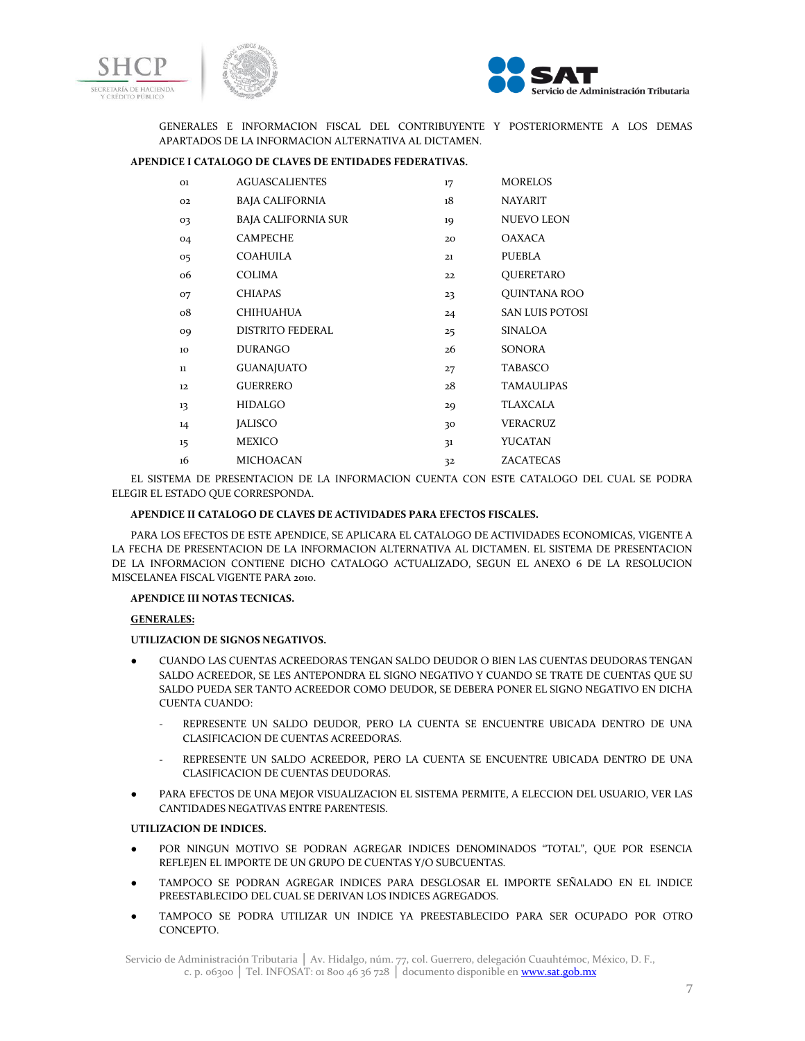GENERALES E INFORMACION FISCAL DEL CONTRIBUYENTE Y POSTERIORMENTE A LOS DEMAS APARTADOS DE LA INFORMACION ALTERNATIVA AL DICTAMEN.

**APENDICE I CATALOGO DE CLAVES DE ENTIDADES FEDERATIVAS.**

| | | | |
|---|---|---|---|
| 01 | AGUASCALIENTES | 17 | MORELOS |
| 02 | BAJA CALIFORNIA | 18 | NAYARIT |
| 03 | BAJA CALIFORNIA SUR | 19 | NUEVO LEON |
| 04 | CAMPECHE | 20 | OAXACA |
| 05 | COAHUILA | 21 | PUEBLA |
| 06 | COLIMA | 22 | QUERETARO |
| 07 | CHIAPAS | 23 | QUINTANA ROO |
| 08 | CHIHUAHUA | 24 | SAN LUIS POTOSI |
| 09 | DISTRITO FEDERAL | 25 | SINALOA |
| 10 | DURANGO | 26 | SONORA |
| 11 | GUANAJUATO | 27 | TABASCO |
| 12 | GUERRERO | 28 | TAMAULIPAS |
| 13 | HIDALGO | 29 | TLAXCALA |
| 14 | JALISCO | 30 | VERACRUZ |
| 15 | MEXICO | 31 | YUCATAN |
| 16 | MICHOACAN | 32 | ZACATECAS |

EL SISTEMA DE PRESENTACION DE LA INFORMACION CUENTA CON ESTE CATALOGO DEL CUAL SE PODRA ELEGIR EL ESTADO QUE CORRESPONDA.

**APENDICE II CATALOGO DE CLAVES DE ACTIVIDADES PARA EFECTOS FISCALES.**

PARA LOS EFECTOS DE ESTE APENDICE, SE APLICARA EL CATALOGO DE ACTIVIDADES ECONOMICAS, VIGENTE A LA FECHA DE PRESENTACION DE LA INFORMACION ALTERNATIVA AL DICTAMEN. EL SISTEMA DE PRESENTACION DE LA INFORMACION CONTIENE DICHO CATALOGO ACTUALIZADO, SEGUN EL ANEXO 6 DE LA RESOLUCION MISCELANEA FISCAL VIGENTE PARA 2010.

**APENDICE III NOTAS TECNICAS.**

**GENERALES:**

**UTILIZACION DE SIGNOS NEGATIVOS.**

- CUANDO LAS CUENTAS ACREEDORAS TENGAN SALDO DEUDOR O BIEN LAS CUENTAS DEUDORAS TENGAN SALDO ACREEDOR, SE LES ANTEPONDRA EL SIGNO NEGATIVO Y CUANDO SE TRATE DE CUENTAS QUE SU SALDO PUEDA SER TANTO ACREEDOR COMO DEUDOR, SE DEBERA PONER EL SIGNO NEGATIVO EN DICHA CUENTA CUANDO:
  - REPRESENTE UN SALDO DEUDOR, PERO LA CUENTA SE ENCUENTRE UBICADA DENTRO DE UNA CLASIFICACION DE CUENTAS ACREEDORAS.
  - REPRESENTE UN SALDO ACREEDOR, PERO LA CUENTA SE ENCUENTRE UBICADA DENTRO DE UNA CLASIFICACION DE CUENTAS DEUDORAS.
- PARA EFECTOS DE UNA MEJOR VISUALIZACION EL SISTEMA PERMITE, A ELECCION DEL USUARIO, VER LAS CANTIDADES NEGATIVAS ENTRE PARENTESIS.

**UTILIZACION DE INDICES.**

- POR NINGUN MOTIVO SE PODRAN AGREGAR INDICES DENOMINADOS "TOTAL", QUE POR ESENCIA REFLEJEN EL IMPORTE DE UN GRUPO DE CUENTAS Y/O SUBCUENTAS.
- TAMPOCO SE PODRAN AGREGAR INDICES PARA DESGLOSAR EL IMPORTE SEÑALADO EN EL INDICE PREESTABLECIDO DEL CUAL SE DERIVAN LOS INDICES AGREGADOS.
- TAMPOCO SE PODRA UTILIZAR UN INDICE YA PREESTABLECIDO PARA SER OCUPADO POR OTRO CONCEPTO.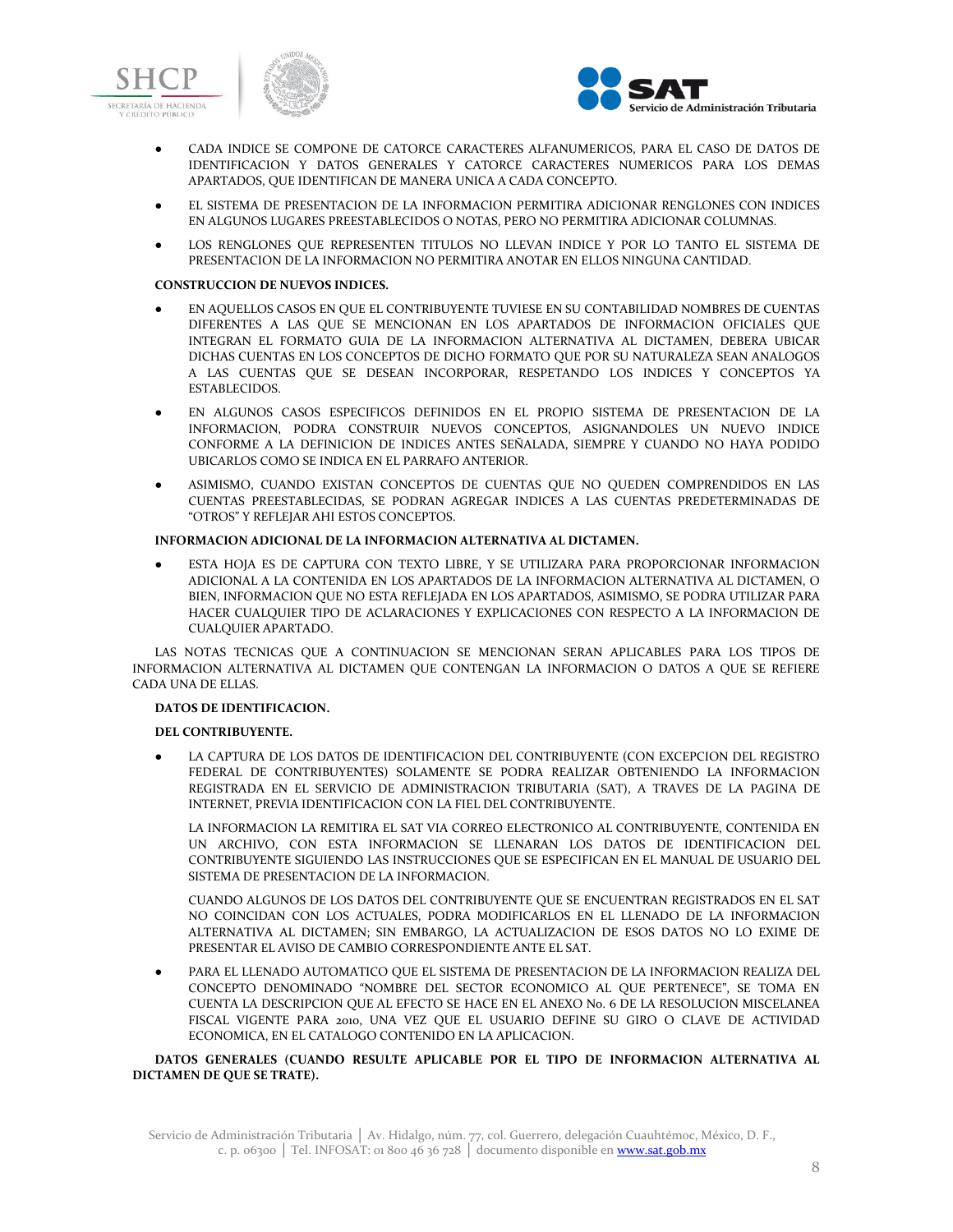- CADA INDICE SE COMPONE DE CATORCE CARACTERES ALFANUMERICOS, PARA EL CASO DE DATOS DE IDENTIFICACION Y DATOS GENERALES Y CATORCE CARACTERES NUMERICOS PARA LOS DEMAS APARTADOS, QUE IDENTIFICAN DE MANERA UNICA A CADA CONCEPTO.
- EL SISTEMA DE PRESENTACION DE LA INFORMACION PERMITIRA ADICIONAR RENGLONES CON INDICES EN ALGUNOS LUGARES PREESTABLECIDOS O NOTAS, PERO NO PERMITIRA ADICIONAR COLUMNAS.
- LOS RENGLONES QUE REPRESENTEN TITULOS NO LLEVAN INDICE Y POR LO TANTO EL SISTEMA DE PRESENTACION DE LA INFORMACION NO PERMITIRA ANOTAR EN ELLOS NINGUNA CANTIDAD.

**CONSTRUCCION DE NUEVOS INDICES.**

- EN AQUELLOS CASOS EN QUE EL CONTRIBUYENTE TUVIESE EN SU CONTABILIDAD NOMBRES DE CUENTAS DIFERENTES A LAS QUE SE MENCIONAN EN LOS APARTADOS DE INFORMACION OFICIALES QUE INTEGRAN EL FORMATO GUIA DE LA INFORMACION ALTERNATIVA AL DICTAMEN, DEBERA UBICAR DICHAS CUENTAS EN LOS CONCEPTOS DE DICHO FORMATO QUE POR SU NATURALEZA SEAN ANALOGOS A LAS CUENTAS QUE SE DESEAN INCORPORAR, RESPETANDO LOS INDICES Y CONCEPTOS YA ESTABLECIDOS.
- EN ALGUNOS CASOS ESPECIFICOS DEFINIDOS EN EL PROPIO SISTEMA DE PRESENTACION DE LA INFORMACION, PODRA CONSTRUIR NUEVOS CONCEPTOS, ASIGNANDOLES UN NUEVO INDICE CONFORME A LA DEFINICION DE INDICES ANTES SEÑALADA, SIEMPRE Y CUANDO NO HAYA PODIDO UBICARLOS COMO SE INDICA EN EL PARRAFO ANTERIOR.
- ASIMISMO, CUANDO EXISTAN CONCEPTOS DE CUENTAS QUE NO QUEDEN COMPRENDIDOS EN LAS CUENTAS PREESTABLECIDAS, SE PODRAN AGREGAR INDICES A LAS CUENTAS PREDETERMINADAS DE "OTROS" Y REFLEJAR AHI ESTOS CONCEPTOS.

**INFORMACION ADICIONAL DE LA INFORMACION ALTERNATIVA AL DICTAMEN.**

- ESTA HOJA ES DE CAPTURA CON TEXTO LIBRE, Y SE UTILIZARA PARA PROPORCIONAR INFORMACION ADICIONAL A LA CONTENIDA EN LOS APARTADOS DE LA INFORMACION ALTERNATIVA AL DICTAMEN, O BIEN, INFORMACION QUE NO ESTA REFLEJADA EN LOS APARTADOS, ASIMISMO, SE PODRA UTILIZAR PARA HACER CUALQUIER TIPO DE ACLARACIONES Y EXPLICACIONES CON RESPECTO A LA INFORMACION DE CUALQUIER APARTADO.

LAS NOTAS TECNICAS QUE A CONTINUACION SE MENCIONAN SERAN APLICABLES PARA LOS TIPOS DE INFORMACION ALTERNATIVA AL DICTAMEN QUE CONTENGAN LA INFORMACION O DATOS A QUE SE REFIERE CADA UNA DE ELLAS.

**DATOS DE IDENTIFICACION.**

**DEL CONTRIBUYENTE.**

- LA CAPTURA DE LOS DATOS DE IDENTIFICACION DEL CONTRIBUYENTE (CON EXCEPCION DEL REGISTRO FEDERAL DE CONTRIBUYENTES) SOLAMENTE SE PODRA REALIZAR OBTENIENDO LA INFORMACION REGISTRADA EN EL SERVICIO DE ADMINISTRACION TRIBUTARIA (SAT), A TRAVES DE LA PAGINA DE INTERNET, PREVIA IDENTIFICACION CON LA FIEL DEL CONTRIBUYENTE.

  LA INFORMACION LA REMITIRA EL SAT VIA CORREO ELECTRONICO AL CONTRIBUYENTE, CONTENIDA EN UN ARCHIVO, CON ESTA INFORMACION SE LLENARAN LOS DATOS DE IDENTIFICACION DEL CONTRIBUYENTE SIGUIENDO LAS INSTRUCCIONES QUE SE ESPECIFICAN EN EL MANUAL DE USUARIO DEL SISTEMA DE PRESENTACION DE LA INFORMACION.

  CUANDO ALGUNOS DE LOS DATOS DEL CONTRIBUYENTE QUE SE ENCUENTRAN REGISTRADOS EN EL SAT NO COINCIDAN CON LOS ACTUALES, PODRA MODIFICARLOS EN EL LLENADO DE LA INFORMACION ALTERNATIVA AL DICTAMEN; SIN EMBARGO, LA ACTUALIZACION DE ESOS DATOS NO LO EXIME DE PRESENTAR EL AVISO DE CAMBIO CORRESPONDIENTE ANTE EL SAT.

- PARA EL LLENADO AUTOMATICO QUE EL SISTEMA DE PRESENTACION DE LA INFORMACION REALIZA DEL CONCEPTO DENOMINADO "NOMBRE DEL SECTOR ECONOMICO AL QUE PERTENECE", SE TOMA EN CUENTA LA DESCRIPCION QUE AL EFECTO SE HACE EN EL ANEXO No. 6 DE LA RESOLUCION MISCELANEA FISCAL VIGENTE PARA 2010, UNA VEZ QUE EL USUARIO DEFINE SU GIRO O CLAVE DE ACTIVIDAD ECONOMICA, EN EL CATALOGO CONTENIDO EN LA APLICACION.

**DATOS GENERALES (CUANDO RESULTE APLICABLE POR EL TIPO DE INFORMACION ALTERNATIVA AL DICTAMEN DE QUE SE TRATE).**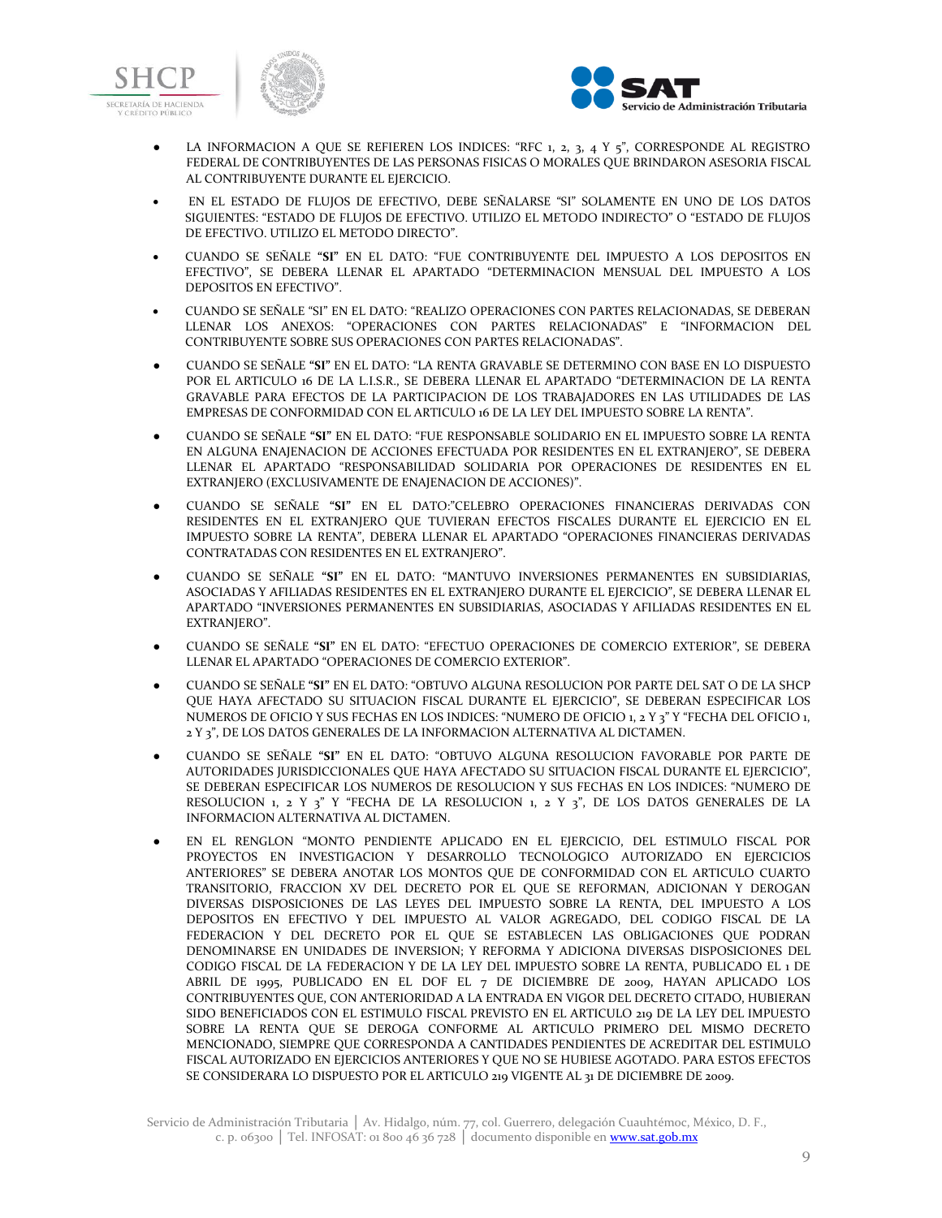- LA INFORMACION A QUE SE REFIEREN LOS INDICES: "RFC 1, 2, 3, 4 Y 5", CORRESPONDE AL REGISTRO FEDERAL DE CONTRIBUYENTES DE LAS PERSONAS FISICAS O MORALES QUE BRINDARON ASESORIA FISCAL AL CONTRIBUYENTE DURANTE EL EJERCICIO.
- EN EL ESTADO DE FLUJOS DE EFECTIVO, DEBE SEÑALARSE "SI" SOLAMENTE EN UNO DE LOS DATOS SIGUIENTES: "ESTADO DE FLUJOS DE EFECTIVO. UTILIZO EL METODO INDIRECTO" O "ESTADO DE FLUJOS DE EFECTIVO. UTILIZO EL METODO DIRECTO".
- CUANDO SE SEÑALE **"SI"** EN EL DATO: "FUE CONTRIBUYENTE DEL IMPUESTO A LOS DEPOSITOS EN EFECTIVO", SE DEBERA LLENAR EL APARTADO "DETERMINACION MENSUAL DEL IMPUESTO A LOS DEPOSITOS EN EFECTIVO".
- CUANDO SE SEÑALE "SI" EN EL DATO: "REALIZO OPERACIONES CON PARTES RELACIONADAS, SE DEBERAN LLENAR LOS ANEXOS: "OPERACIONES CON PARTES RELACIONADAS" E "INFORMACION DEL CONTRIBUYENTE SOBRE SUS OPERACIONES CON PARTES RELACIONADAS".
- CUANDO SE SEÑALE **"SI"** EN EL DATO: "LA RENTA GRAVABLE SE DETERMINO CON BASE EN LO DISPUESTO POR EL ARTICULO 16 DE LA L.I.S.R., SE DEBERA LLENAR EL APARTADO "DETERMINACION DE LA RENTA GRAVABLE PARA EFECTOS DE LA PARTICIPACION DE LOS TRABAJADORES EN LAS UTILIDADES DE LAS EMPRESAS DE CONFORMIDAD CON EL ARTICULO 16 DE LA LEY DEL IMPUESTO SOBRE LA RENTA".
- CUANDO SE SEÑALE **"SI"** EN EL DATO: "FUE RESPONSABLE SOLIDARIO EN EL IMPUESTO SOBRE LA RENTA EN ALGUNA ENAJENACION DE ACCIONES EFECTUADA POR RESIDENTES EN EL EXTRANJERO", SE DEBERA LLENAR EL APARTADO "RESPONSABILIDAD SOLIDARIA POR OPERACIONES DE RESIDENTES EN EL EXTRANJERO (EXCLUSIVAMENTE DE ENAJENACION DE ACCIONES)".
- CUANDO SE SEÑALE **"SI"** EN EL DATO:"CELEBRO OPERACIONES FINANCIERAS DERIVADAS CON RESIDENTES EN EL EXTRANJERO QUE TUVIERAN EFECTOS FISCALES DURANTE EL EJERCICIO EN EL IMPUESTO SOBRE LA RENTA", DEBERA LLENAR EL APARTADO "OPERACIONES FINANCIERAS DERIVADAS CONTRATADAS CON RESIDENTES EN EL EXTRANJERO".
- CUANDO SE SEÑALE **"SI"** EN EL DATO: "MANTUVO INVERSIONES PERMANENTES EN SUBSIDIARIAS, ASOCIADAS Y AFILIADAS RESIDENTES EN EL EXTRANJERO DURANTE EL EJERCICIO", SE DEBERA LLENAR EL APARTADO "INVERSIONES PERMANENTES EN SUBSIDIARIAS, ASOCIADAS Y AFILIADAS RESIDENTES EN EL EXTRANJERO".
- CUANDO SE SEÑALE **"SI"** EN EL DATO: "EFECTUO OPERACIONES DE COMERCIO EXTERIOR", SE DEBERA LLENAR EL APARTADO "OPERACIONES DE COMERCIO EXTERIOR".
- CUANDO SE SEÑALE **"SI"** EN EL DATO: "OBTUVO ALGUNA RESOLUCION POR PARTE DEL SAT O DE LA SHCP QUE HAYA AFECTADO SU SITUACION FISCAL DURANTE EL EJERCICIO", SE DEBERAN ESPECIFICAR LOS NUMEROS DE OFICIO Y SUS FECHAS EN LOS INDICES: "NUMERO DE OFICIO 1, 2 Y 3" Y "FECHA DEL OFICIO 1, 2 Y 3", DE LOS DATOS GENERALES DE LA INFORMACION ALTERNATIVA AL DICTAMEN.
- CUANDO SE SEÑALE **"SI"** EN EL DATO: "OBTUVO ALGUNA RESOLUCION FAVORABLE POR PARTE DE AUTORIDADES JURISDICCIONALES QUE HAYA AFECTADO SU SITUACION FISCAL DURANTE EL EJERCICIO", SE DEBERAN ESPECIFICAR LOS NUMEROS DE RESOLUCION Y SUS FECHAS EN LOS INDICES: "NUMERO DE RESOLUCION 1, 2 Y 3" Y "FECHA DE LA RESOLUCION 1, 2 Y 3", DE LOS DATOS GENERALES DE LA INFORMACION ALTERNATIVA AL DICTAMEN.
- EN EL RENGLON "MONTO PENDIENTE APLICADO EN EL EJERCICIO, DEL ESTIMULO FISCAL POR PROYECTOS EN INVESTIGACION Y DESARROLLO TECNOLOGICO AUTORIZADO EN EJERCICIOS ANTERIORES" SE DEBERA ANOTAR LOS MONTOS QUE DE CONFORMIDAD CON EL ARTICULO CUARTO TRANSITORIO, FRACCION XV DEL DECRETO POR EL QUE SE REFORMAN, ADICIONAN Y DEROGAN DIVERSAS DISPOSICIONES DE LAS LEYES DEL IMPUESTO SOBRE LA RENTA, DEL IMPUESTO A LOS DEPOSITOS EN EFECTIVO Y DEL IMPUESTO AL VALOR AGREGADO, DEL CODIGO FISCAL DE LA FEDERACION Y DEL DECRETO POR EL QUE SE ESTABLECEN LAS OBLIGACIONES QUE PODRAN DENOMINARSE EN UNIDADES DE INVERSION; Y REFORMA Y ADICIONA DIVERSAS DISPOSICIONES DEL CODIGO FISCAL DE LA FEDERACION Y DE LA LEY DEL IMPUESTO SOBRE LA RENTA, PUBLICADO EL 1 DE ABRIL DE 1995, PUBLICADO EN EL DOF EL 7 DE DICIEMBRE DE 2009, HAYAN APLICADO LOS CONTRIBUYENTES QUE, CON ANTERIORIDAD A LA ENTRADA EN VIGOR DEL DECRETO CITADO, HUBIERAN SIDO BENEFICIADOS CON EL ESTIMULO FISCAL PREVISTO EN EL ARTICULO 219 DE LA LEY DEL IMPUESTO SOBRE LA RENTA QUE SE DEROGA CONFORME AL ARTICULO PRIMERO DEL MISMO DECRETO MENCIONADO, SIEMPRE QUE CORRESPONDA A CANTIDADES PENDIENTES DE ACREDITAR DEL ESTIMULO FISCAL AUTORIZADO EN EJERCICIOS ANTERIORES Y QUE NO SE HUBIESE AGOTADO. PARA ESTOS EFECTOS SE CONSIDERARA LO DISPUESTO POR EL ARTICULO 219 VIGENTE AL 31 DE DICIEMBRE DE 2009.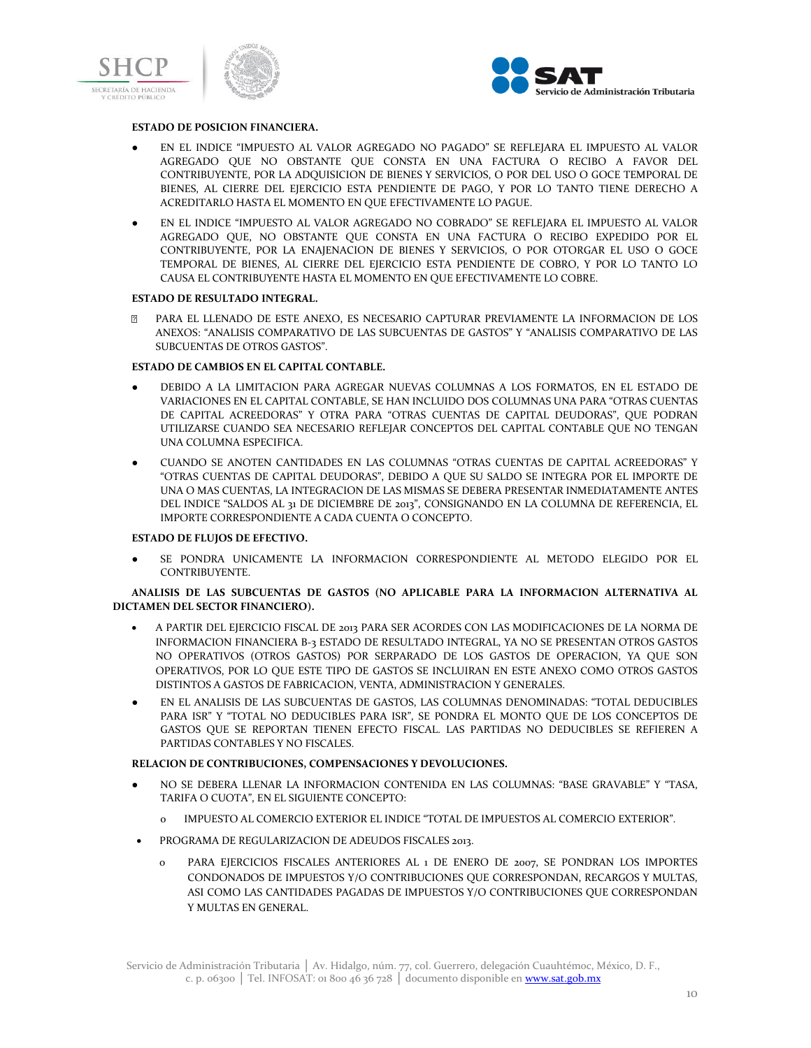**ESTADO DE POSICION FINANCIERA.**

- EN EL INDICE "IMPUESTO AL VALOR AGREGADO NO PAGADO" SE REFLEJARA EL IMPUESTO AL VALOR AGREGADO QUE NO OBSTANTE QUE CONSTA EN UNA FACTURA O RECIBO A FAVOR DEL CONTRIBUYENTE, POR LA ADQUISICION DE BIENES Y SERVICIOS, O POR EL USO O GOCE TEMPORAL DE BIENES, AL CIERRE DEL EJERCICIO ESTA PENDIENTE DE PAGO, Y POR LO TANTO TIENE DERECHO A ACREDITARLO HASTA EL MOMENTO EN QUE EFECTIVAMENTE LO PAGUE.
- EN EL INDICE "IMPUESTO AL VALOR AGREGADO NO COBRADO" SE REFLEJARA EL IMPUESTO AL VALOR AGREGADO QUE, NO OBSTANTE QUE CONSTA EN UNA FACTURA O RECIBO EXPEDIDO POR EL CONTRIBUYENTE, POR LA ENAJENACION DE BIENES Y SERVICIOS, O POR OTORGAR EL USO O GOCE TEMPORAL DE BIENES, AL CIERRE DEL EJERCICIO ESTA PENDIENTE DE COBRO, Y POR LO TANTO LO CAUSA EL CONTRIBUYENTE HASTA EL MOMENTO EN QUE EFECTIVAMENTE LO COBRE.

**ESTADO DE RESULTADO INTEGRAL.**

- PARA EL LLENADO DE ESTE ANEXO, ES NECESARIO CAPTURAR PREVIAMENTE LA INFORMACION DE LOS ANEXOS: "ANALISIS COMPARATIVO DE LAS SUBCUENTAS DE GASTOS" Y "ANALISIS COMPARATIVO DE LAS SUBCUENTAS DE OTROS GASTOS".

**ESTADO DE CAMBIOS EN EL CAPITAL CONTABLE.**

- DEBIDO A LA LIMITACION PARA AGREGAR NUEVAS COLUMNAS A LOS FORMATOS, EN EL ESTADO DE VARIACIONES EN EL CAPITAL CONTABLE, SE HAN INCLUIDO DOS COLUMNAS UNA PARA "OTRAS CUENTAS DE CAPITAL ACREEDORAS" Y OTRA PARA "OTRAS CUENTAS DE CAPITAL DEUDORAS", QUE PODRAN UTILIZARSE CUANDO SEA NECESARIO REFLEJAR CONCEPTOS DEL CAPITAL CONTABLE QUE NO TENGAN UNA COLUMNA ESPECIFICA.
- CUANDO SE ANOTEN CANTIDADES EN LAS COLUMNAS "OTRAS CUENTAS DE CAPITAL ACREEDORAS" Y "OTRAS CUENTAS DE CAPITAL DEUDORAS", DEBIDO A QUE SU SALDO SE INTEGRA POR EL IMPORTE DE UNA O MAS CUENTAS, LA INTEGRACION DE LAS MISMAS SE DEBERA PRESENTAR INMEDIATAMENTE ANTES DEL INDICE "SALDOS AL 31 DE DICIEMBRE DE 2013", CONSIGNANDO EN LA COLUMNA DE REFERENCIA, EL IMPORTE CORRESPONDIENTE A CADA CUENTA O CONCEPTO.

**ESTADO DE FLUJOS DE EFECTIVO.**

- SE PONDRA UNICAMENTE LA INFORMACION CORRESPONDIENTE AL METODO ELEGIDO POR EL CONTRIBUYENTE.

**ANALISIS DE LAS SUBCUENTAS DE GASTOS (NO APLICABLE PARA LA INFORMACION ALTERNATIVA AL DICTAMEN DEL SECTOR FINANCIERO).**

- A PARTIR DEL EJERCICIO FISCAL DE 2013 PARA SER ACORDES CON LAS MODIFICACIONES DE LA NORMA DE INFORMACION FINANCIERA B-3 ESTADO DE RESULTADO INTEGRAL, YA NO SE PRESENTAN OTROS GASTOS NO OPERATIVOS (OTROS GASTOS) POR SERPARADO DE LOS GASTOS DE OPERACION, YA QUE SON OPERATIVOS, POR LO QUE ESTE TIPO DE GASTOS SE INCLUIRAN EN ESTE ANEXO COMO OTROS GASTOS DISTINTOS A GASTOS DE FABRICACION, VENTA, ADMINISTRACION Y GENERALES.
- EN EL ANALISIS DE LAS SUBCUENTAS DE GASTOS, LAS COLUMNAS DENOMINADAS: "TOTAL DEDUCIBLES PARA ISR" Y "TOTAL NO DEDUCIBLES PARA ISR", SE PONDRA EL MONTO QUE DE LOS CONCEPTOS DE GASTOS QUE SE REPORTAN TIENEN EFECTO FISCAL. LAS PARTIDAS NO DEDUCIBLES SE REFIEREN A PARTIDAS CONTABLES Y NO FISCALES.

**RELACION DE CONTRIBUCIONES, COMPENSACIONES Y DEVOLUCIONES.**

- NO SE DEBERA LLENAR LA INFORMACION CONTENIDA EN LAS COLUMNAS: "BASE GRAVABLE" Y "TASA, TARIFA O CUOTA", EN EL SIGUIENTE CONCEPTO:
  - IMPUESTO AL COMERCIO EXTERIOR EL INDICE "TOTAL DE IMPUESTOS AL COMERCIO EXTERIOR".
- PROGRAMA DE REGULARIZACION DE ADEUDOS FISCALES 2013.
  - PARA EJERCICIOS FISCALES ANTERIORES AL 1 DE ENERO DE 2007, SE PONDRAN LOS IMPORTES CONDONADOS DE IMPUESTOS Y/O CONTRIBUCIONES QUE CORRESPONDAN, RECARGOS Y MULTAS, ASI COMO LAS CANTIDADES PAGADAS DE IMPUESTOS Y/O CONTRIBUCIONES QUE CORRESPONDAN Y MULTAS EN GENERAL.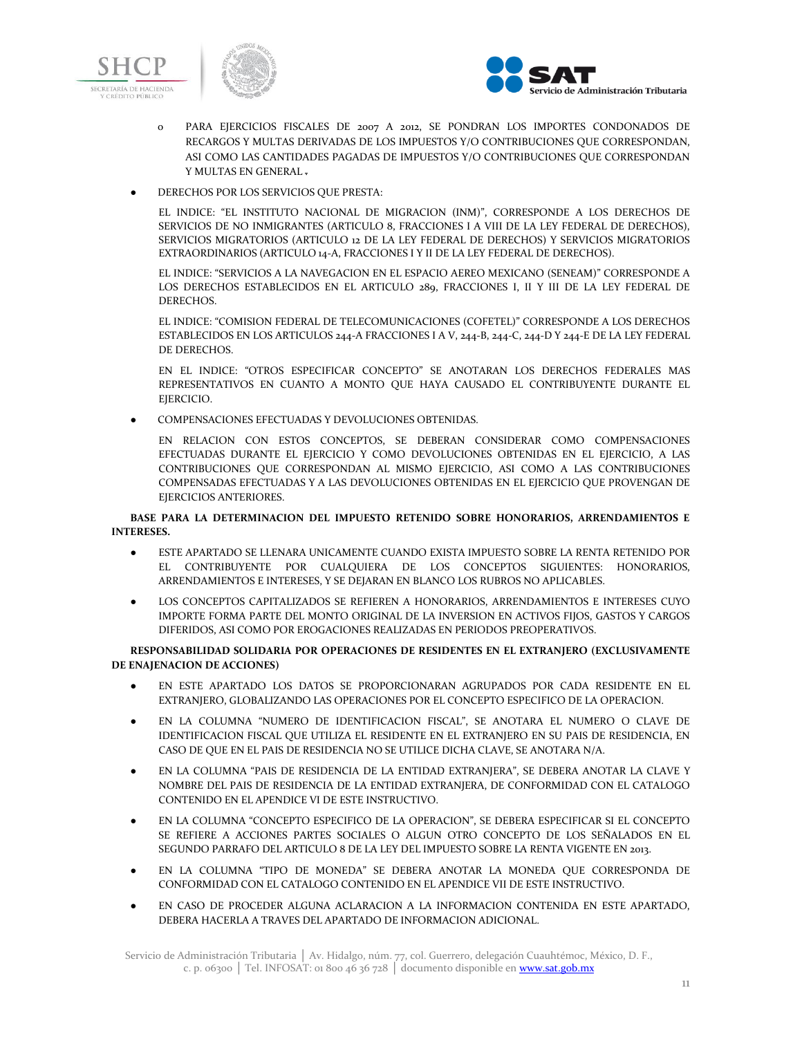- PARA EJERCICIOS FISCALES DE 2007 A 2012, SE PONDRAN LOS IMPORTES CONDONADOS DE RECARGOS Y MULTAS DERIVADAS DE LOS IMPUESTOS Y/O CONTRIBUCIONES QUE CORRESPONDAN, ASI COMO LAS CANTIDADES PAGADAS DE IMPUESTOS Y/O CONTRIBUCIONES QUE CORRESPONDAN Y MULTAS EN GENERAL.

- DERECHOS POR LOS SERVICIOS QUE PRESTA:

  EL INDICE: "EL INSTITUTO NACIONAL DE MIGRACION (INM)", CORRESPONDE A LOS DERECHOS DE SERVICIOS DE NO INMIGRANTES (ARTICULO 8, FRACCIONES I A VIII DE LA LEY FEDERAL DE DERECHOS), SERVICIOS MIGRATORIOS (ARTICULO 12 DE LA LEY FEDERAL DE DERECHOS) Y SERVICIOS MIGRATORIOS EXTRAORDINARIOS (ARTICULO 14-A, FRACCIONES I Y II DE LA LEY FEDERAL DE DERECHOS).

  EL INDICE: "SERVICIOS A LA NAVEGACION EN EL ESPACIO AEREO MEXICANO (SENEAM)" CORRESPONDE A LOS DERECHOS ESTABLECIDOS EN EL ARTICULO 289, FRACCIONES I, II Y III DE LA LEY FEDERAL DE DERECHOS.

  EL INDICE: "COMISION FEDERAL DE TELECOMUNICACIONES (COFETEL)" CORRESPONDE A LOS DERECHOS ESTABLECIDOS EN LOS ARTICULOS 244-A FRACCIONES I A V, 244-B, 244-C, 244-D Y 244-E DE LA LEY FEDERAL DE DERECHOS.

  EN EL INDICE: "OTROS ESPECIFICAR CONCEPTO" SE ANOTARAN LOS DERECHOS FEDERALES MAS REPRESENTATIVOS EN CUANTO A MONTO QUE HAYA CAUSADO EL CONTRIBUYENTE DURANTE EL EJERCICIO.

- COMPENSACIONES EFECTUADAS Y DEVOLUCIONES OBTENIDAS.

  EN RELACION CON ESTOS CONCEPTOS, SE DEBERAN CONSIDERAR COMO COMPENSACIONES EFECTUADAS DURANTE EL EJERCICIO Y COMO DEVOLUCIONES OBTENIDAS EN EL EJERCICIO, A LAS CONTRIBUCIONES QUE CORRESPONDAN AL MISMO EJERCICIO, ASI COMO A LAS CONTRIBUCIONES COMPENSADAS EFECTUADAS Y A LAS DEVOLUCIONES OBTENIDAS EN EL EJERCICIO QUE PROVENGAN DE EJERCICIOS ANTERIORES.

**BASE PARA LA DETERMINACION DEL IMPUESTO RETENIDO SOBRE HONORARIOS, ARRENDAMIENTOS E INTERESES.**

- ESTE APARTADO SE LLENARA UNICAMENTE CUANDO EXISTA IMPUESTO SOBRE LA RENTA RETENIDO POR EL CONTRIBUYENTE POR CUALQUIERA DE LOS CONCEPTOS SIGUIENTES: HONORARIOS, ARRENDAMIENTOS E INTERESES, Y SE DEJARAN EN BLANCO LOS RUBROS NO APLICABLES.
- LOS CONCEPTOS CAPITALIZADOS SE REFIEREN A HONORARIOS, ARRENDAMIENTOS E INTERESES CUYO IMPORTE FORMA PARTE DEL MONTO ORIGINAL DE LA INVERSION EN ACTIVOS FIJOS, GASTOS Y CARGOS DIFERIDOS, ASI COMO POR EROGACIONES REALIZADAS EN PERIODOS PREOPERATIVOS.

**RESPONSABILIDAD SOLIDARIA POR OPERACIONES DE RESIDENTES EN EL EXTRANJERO (EXCLUSIVAMENTE DE ENAJENACION DE ACCIONES)**

- EN ESTE APARTADO LOS DATOS SE PROPORCIONARAN AGRUPADOS POR CADA RESIDENTE EN EL EXTRANJERO, GLOBALIZANDO LAS OPERACIONES POR EL CONCEPTO ESPECIFICO DE LA OPERACION.
- EN LA COLUMNA "NUMERO DE IDENTIFICACION FISCAL", SE ANOTARA EL NUMERO O CLAVE DE IDENTIFICACION FISCAL QUE UTILIZA EL RESIDENTE EN EL EXTRANJERO EN SU PAIS DE RESIDENCIA, EN CASO DE QUE EN EL PAIS DE RESIDENCIA NO SE UTILICE DICHA CLAVE, SE ANOTARA N/A.
- EN LA COLUMNA "PAIS DE RESIDENCIA DE LA ENTIDAD EXTRANJERA", SE DEBERA ANOTAR LA CLAVE Y NOMBRE DEL PAIS DE RESIDENCIA DE LA ENTIDAD EXTRANJERA, DE CONFORMIDAD CON EL CATALOGO CONTENIDO EN EL APENDICE VI DE ESTE INSTRUCTIVO.
- EN LA COLUMNA "CONCEPTO ESPECIFICO DE LA OPERACION", SE DEBERA ESPECIFICAR SI EL CONCEPTO SE REFIERE A ACCIONES PARTES SOCIALES O ALGUN OTRO CONCEPTO DE LOS SEÑALADOS EN EL SEGUNDO PARRAFO DEL ARTICULO 8 DE LA LEY DEL IMPUESTO SOBRE LA RENTA VIGENTE EN 2013.
- EN LA COLUMNA "TIPO DE MONEDA" SE DEBERA ANOTAR LA MONEDA QUE CORRESPONDA DE CONFORMIDAD CON EL CATALOGO CONTENIDO EN EL APENDICE VII DE ESTE INSTRUCTIVO.
- EN CASO DE PROCEDER ALGUNA ACLARACION A LA INFORMACION CONTENIDA EN ESTE APARTADO, DEBERA HACERLA A TRAVES DEL APARTADO DE INFORMACION ADICIONAL.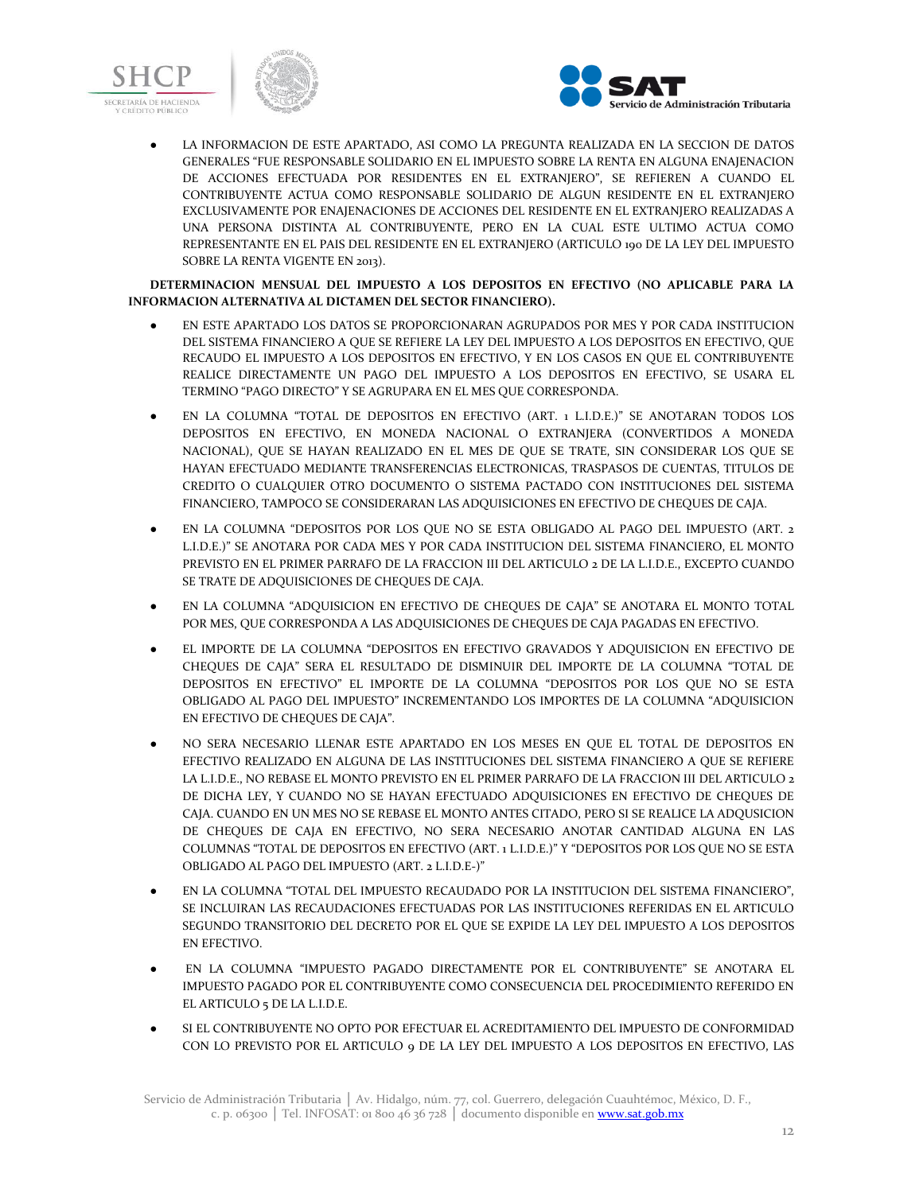- LA INFORMACION DE ESTE APARTADO, ASI COMO LA PREGUNTA REALIZADA EN LA SECCION DE DATOS GENERALES "FUE RESPONSABLE SOLIDARIO EN EL IMPUESTO SOBRE LA RENTA EN ALGUNA ENAJENACION DE ACCIONES EFECTUADA POR RESIDENTES EN EL EXTRANJERO", SE REFIEREN A CUANDO EL CONTRIBUYENTE ACTUA COMO RESPONSABLE SOLIDARIO DE ALGUN RESIDENTE EN EL EXTRANJERO EXCLUSIVAMENTE POR ENAJENACIONES DE ACCIONES DEL RESIDENTE EN EL EXTRANJERO REALIZADAS A UNA PERSONA DISTINTA AL CONTRIBUYENTE, PERO EN LA CUAL ESTE ULTIMO ACTUA COMO REPRESENTANTE EN EL PAIS DEL RESIDENTE EN EL EXTRANJERO (ARTICULO 190 DE LA LEY DEL IMPUESTO SOBRE LA RENTA VIGENTE EN 2013).

**DETERMINACION MENSUAL DEL IMPUESTO A LOS DEPOSITOS EN EFECTIVO (NO APLICABLE PARA LA INFORMACION ALTERNATIVA AL DICTAMEN DEL SECTOR FINANCIERO).**

- EN ESTE APARTADO LOS DATOS SE PROPORCIONARAN AGRUPADOS POR MES Y POR CADA INSTITUCION DEL SISTEMA FINANCIERO A QUE SE REFIERE LA LEY DEL IMPUESTO A LOS DEPOSITOS EN EFECTIVO, QUE RECAUDO EL IMPUESTO A LOS DEPOSITOS EN EFECTIVO, Y EN LOS CASOS EN QUE EL CONTRIBUYENTE REALICE DIRECTAMENTE UN PAGO DEL IMPUESTO A LOS DEPOSITOS EN EFECTIVO, SE USARA EL TERMINO "PAGO DIRECTO" Y SE AGRUPARA EN EL MES QUE CORRESPONDA.

- EN LA COLUMNA "TOTAL DE DEPOSITOS EN EFECTIVO (ART. 1 L.I.D.E.)" SE ANOTARAN TODOS LOS DEPOSITOS EN EFECTIVO, EN MONEDA NACIONAL O EXTRANJERA (CONVERTIDOS A MONEDA NACIONAL), QUE SE HAYAN REALIZADO EN EL MES DE QUE SE TRATE, SIN CONSIDERAR LOS QUE SE HAYAN EFECTUADO MEDIANTE TRANSFERENCIAS ELECTRONICAS, TRASPASOS DE CUENTAS, TITULOS DE CREDITO O CUALQUIER OTRO DOCUMENTO O SISTEMA PACTADO CON INSTITUCIONES DEL SISTEMA FINANCIERO, TAMPOCO SE CONSIDERARAN LAS ADQUISICIONES EN EFECTIVO DE CHEQUES DE CAJA.

- EN LA COLUMNA "DEPOSITOS POR LOS QUE NO SE ESTA OBLIGADO AL PAGO DEL IMPUESTO (ART. 2 L.I.D.E.)" SE ANOTARA POR CADA MES Y POR CADA INSTITUCION DEL SISTEMA FINANCIERO, EL MONTO PREVISTO EN EL PRIMER PARRAFO DE LA FRACCION III DEL ARTICULO 2 DE LA L.I.D.E., EXCEPTO CUANDO SE TRATE DE ADQUISICIONES DE CHEQUES DE CAJA.

- EN LA COLUMNA "ADQUISICION EN EFECTIVO DE CHEQUES DE CAJA" SE ANOTARA EL MONTO TOTAL POR MES, QUE CORRESPONDA A LAS ADQUISICIONES DE CHEQUES DE CAJA PAGADAS EN EFECTIVO.

- EL IMPORTE DE LA COLUMNA "DEPOSITOS EN EFECTIVO GRAVADOS Y ADQUISICION EN EFECTIVO DE CHEQUES DE CAJA" SERA EL RESULTADO DE DISMINUIR DEL IMPORTE DE LA COLUMNA "TOTAL DE DEPOSITOS EN EFECTIVO" EL IMPORTE DE LA COLUMNA "DEPOSITOS POR LOS QUE NO SE ESTA OBLIGADO AL PAGO DEL IMPUESTO" INCREMENTANDO LOS IMPORTES DE LA COLUMNA "ADQUISICION EN EFECTIVO DE CHEQUES DE CAJA".

- NO SERA NECESARIO LLENAR ESTE APARTADO EN LOS MESES EN QUE EL TOTAL DE DEPOSITOS EN EFECTIVO REALIZADO EN ALGUNA DE LAS INSTITUCIONES DEL SISTEMA FINANCIERO A QUE SE REFIERE LA L.I.D.E., NO REBASE EL MONTO PREVISTO EN EL PRIMER PARRAFO DE LA FRACCION III DEL ARTICULO 2 DE DICHA LEY, Y CUANDO NO SE HAYAN EFECTUADO ADQUISICIONES EN EFECTIVO DE CHEQUES DE CAJA. CUANDO EN UN MES NO SE REBASE EL MONTO ANTES CITADO, PERO SI SE REALICE LA ADQUSICION DE CHEQUES DE CAJA EN EFECTIVO, NO SERA NECESARIO ANOTAR CANTIDAD ALGUNA EN LAS COLUMNAS "TOTAL DE DEPOSITOS EN EFECTIVO (ART. 1 L.I.D.E.)" Y "DEPOSITOS POR LOS QUE NO SE ESTA OBLIGADO AL PAGO DEL IMPUESTO (ART. 2 L.I.D.E-)"

- EN LA COLUMNA "TOTAL DEL IMPUESTO RECAUDADO POR LA INSTITUCION DEL SISTEMA FINANCIERO", SE INCLUIRAN LAS RECAUDACIONES EFECTUADAS POR LAS INSTITUCIONES REFERIDAS EN EL ARTICULO SEGUNDO TRANSITORIO DEL DECRETO POR EL QUE SE EXPIDE LA LEY DEL IMPUESTO A LOS DEPOSITOS EN EFECTIVO.

- EN LA COLUMNA "IMPUESTO PAGADO DIRECTAMENTE POR EL CONTRIBUYENTE" SE ANOTARA EL IMPUESTO PAGADO POR EL CONTRIBUYENTE COMO CONSECUENCIA DEL PROCEDIMIENTO REFERIDO EN EL ARTICULO 5 DE LA L.I.D.E.

- SI EL CONTRIBUYENTE NO OPTO POR EFECTUAR EL ACREDITAMIENTO DEL IMPUESTO DE CONFORMIDAD CON LO PREVISTO POR EL ARTICULO 9 DE LA LEY DEL IMPUESTO A LOS DEPOSITOS EN EFECTIVO, LAS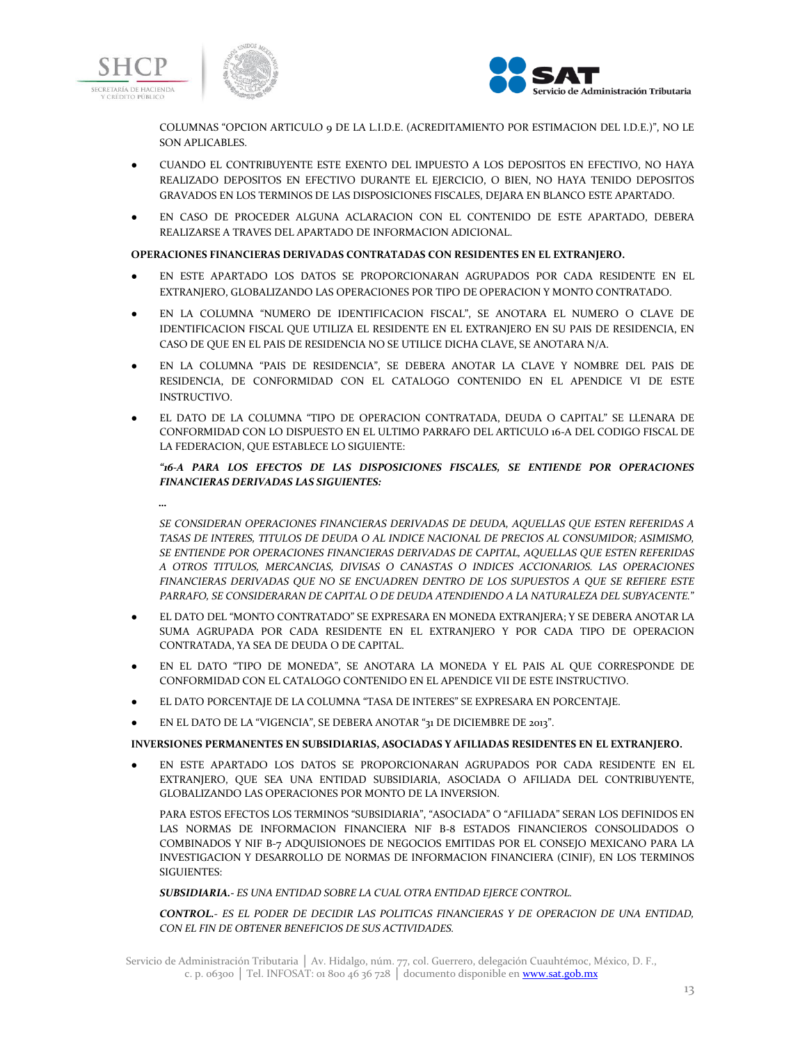COLUMNAS "OPCION ARTICULO 9 DE LA L.I.D.E. (ACREDITAMIENTO POR ESTIMACION DEL I.D.E.)", NO LE SON APLICABLES.

- CUANDO EL CONTRIBUYENTE ESTE EXENTO DEL IMPUESTO A LOS DEPOSITOS EN EFECTIVO, NO HAYA REALIZADO DEPOSITOS EN EFECTIVO DURANTE EL EJERCICIO, O BIEN, NO HAYA TENIDO DEPOSITOS GRAVADOS EN LOS TERMINOS DE LAS DISPOSICIONES FISCALES, DEJARA EN BLANCO ESTE APARTADO.
- EN CASO DE PROCEDER ALGUNA ACLARACION CON EL CONTENIDO DE ESTE APARTADO, DEBERA REALIZARSE A TRAVES DEL APARTADO DE INFORMACION ADICIONAL.

**OPERACIONES FINANCIERAS DERIVADAS CONTRATADAS CON RESIDENTES EN EL EXTRANJERO.**

- EN ESTE APARTADO LOS DATOS SE PROPORCIONARAN AGRUPADOS POR CADA RESIDENTE EN EL EXTRANJERO, GLOBALIZANDO LAS OPERACIONES POR TIPO DE OPERACION Y MONTO CONTRATADO.
- EN LA COLUMNA "NUMERO DE IDENTIFICACION FISCAL", SE ANOTARA EL NUMERO O CLAVE DE IDENTIFICACION FISCAL QUE UTILIZA EL RESIDENTE EN EL EXTRANJERO EN SU PAIS DE RESIDENCIA, EN CASO DE QUE EN EL PAIS DE RESIDENCIA NO SE UTILICE DICHA CLAVE, SE ANOTARA N/A.
- EN LA COLUMNA "PAIS DE RESIDENCIA", SE DEBERA ANOTAR LA CLAVE Y NOMBRE DEL PAIS DE RESIDENCIA, DE CONFORMIDAD CON EL CATALOGO CONTENIDO EN EL APENDICE VI DE ESTE INSTRUCTIVO.
- EL DATO DE LA COLUMNA "TIPO DE OPERACION CONTRATADA, DEUDA O CAPITAL" SE LLENARA DE CONFORMIDAD CON LO DISPUESTO EN EL ULTIMO PARRAFO DEL ARTICULO 16-A DEL CODIGO FISCAL DE LA FEDERACION, QUE ESTABLECE LO SIGUIENTE:

  ***"16-A PARA LOS EFECTOS DE LAS DISPOSICIONES FISCALES, SE ENTIENDE POR OPERACIONES FINANCIERAS DERIVADAS LAS SIGUIENTES:***

  ***...***

  *SE CONSIDERAN OPERACIONES FINANCIERAS DERIVADAS DE DEUDA, AQUELLAS QUE ESTEN REFERIDAS A TASAS DE INTERES, TITULOS DE DEUDA O AL INDICE NACIONAL DE PRECIOS AL CONSUMIDOR; ASIMISMO, SE ENTIENDE POR OPERACIONES FINANCIERAS DERIVADAS DE CAPITAL, AQUELLAS QUE ESTEN REFERIDAS A OTROS TITULOS, MERCANCIAS, DIVISAS O CANASTAS O INDICES ACCIONARIOS. LAS OPERACIONES FINANCIERAS DERIVADAS QUE NO SE ENCUADREN DENTRO DE LOS SUPUESTOS A QUE SE REFIERE ESTE PARRAFO, SE CONSIDERARAN DE CAPITAL O DE DEUDA ATENDIENDO A LA NATURALEZA DEL SUBYACENTE."*

- EL DATO DEL "MONTO CONTRATADO" SE EXPRESARA EN MONEDA EXTRANJERA; Y SE DEBERA ANOTAR LA SUMA AGRUPADA POR CADA RESIDENTE EN EL EXTRANJERO Y POR CADA TIPO DE OPERACION CONTRATADA, YA SEA DE DEUDA O DE CAPITAL.
- EN EL DATO "TIPO DE MONEDA", SE ANOTARA LA MONEDA Y EL PAIS AL QUE CORRESPONDE DE CONFORMIDAD CON EL CATALOGO CONTENIDO EN EL APENDICE VII DE ESTE INSTRUCTIVO.
- EL DATO PORCENTAJE DE LA COLUMNA "TASA DE INTERES" SE EXPRESARA EN PORCENTAJE.
- EN EL DATO DE LA "VIGENCIA", SE DEBERA ANOTAR "31 DE DICIEMBRE DE 2013".

**INVERSIONES PERMANENTES EN SUBSIDIARIAS, ASOCIADAS Y AFILIADAS RESIDENTES EN EL EXTRANJERO.**

- EN ESTE APARTADO LOS DATOS SE PROPORCIONARAN AGRUPADOS POR CADA RESIDENTE EN EL EXTRANJERO, QUE SEA UNA ENTIDAD SUBSIDIARIA, ASOCIADA O AFILIADA DEL CONTRIBUYENTE, GLOBALIZANDO LAS OPERACIONES POR MONTO DE LA INVERSION.

  PARA ESTOS EFECTOS LOS TERMINOS "SUBSIDIARIA", "ASOCIADA" O "AFILIADA" SERAN LOS DEFINIDOS EN LAS NORMAS DE INFORMACION FINANCIERA NIF B-8 ESTADOS FINANCIEROS CONSOLIDADOS O COMBINADOS Y NIF B-7 ADQUISIONOES DE NEGOCIOS EMITIDAS POR EL CONSEJO MEXICANO PARA LA INVESTIGACION Y DESARROLLO DE NORMAS DE INFORMACION FINANCIERA (CINIF), EN LOS TERMINOS SIGUIENTES:

  ***SUBSIDIARIA.-*** *ES UNA ENTIDAD SOBRE LA CUAL OTRA ENTIDAD EJERCE CONTROL.*

  ***CONTROL.-*** *ES EL PODER DE DECIDIR LAS POLITICAS FINANCIERAS Y DE OPERACION DE UNA ENTIDAD, CON EL FIN DE OBTENER BENEFICIOS DE SUS ACTIVIDADES.*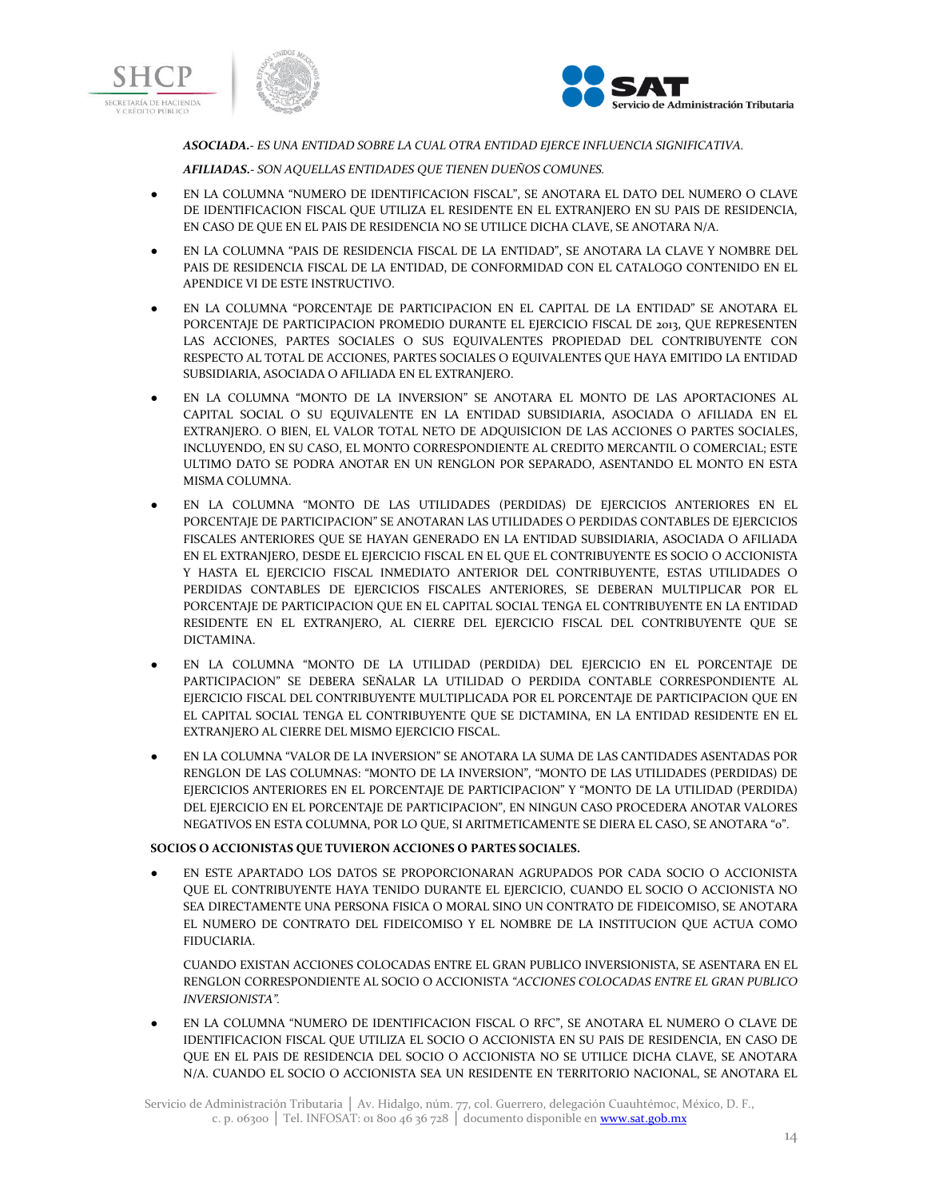***ASOCIADA.**- ES UNA ENTIDAD SOBRE LA CUAL OTRA ENTIDAD EJERCE INFLUENCIA SIGNIFICATIVA.*

***AFILIADAS.**- SON AQUELLAS ENTIDADES QUE TIENEN DUEÑOS COMUNES.*

- EN LA COLUMNA "NUMERO DE IDENTIFICACION FISCAL", SE ANOTARA EL DATO DEL NUMERO O CLAVE DE IDENTIFICACION FISCAL QUE UTILIZA EL RESIDENTE EN EL EXTRANJERO EN SU PAIS DE RESIDENCIA, EN CASO DE QUE EN EL PAIS DE RESIDENCIA NO SE UTILICE DICHA CLAVE, SE ANOTARA N/A.
- EN LA COLUMNA "PAIS DE RESIDENCIA FISCAL DE LA ENTIDAD", SE ANOTARA LA CLAVE Y NOMBRE DEL PAIS DE RESIDENCIA FISCAL DE LA ENTIDAD, DE CONFORMIDAD CON EL CATALOGO CONTENIDO EN EL APENDICE VI DE ESTE INSTRUCTIVO.
- EN LA COLUMNA "PORCENTAJE DE PARTICIPACION EN EL CAPITAL DE LA ENTIDAD" SE ANOTARA EL PORCENTAJE DE PARTICIPACION PROMEDIO DURANTE EL EJERCICIO FISCAL DE 2013, QUE REPRESENTEN LAS ACCIONES, PARTES SOCIALES O SUS EQUIVALENTES PROPIEDAD DEL CONTRIBUYENTE CON RESPECTO AL TOTAL DE ACCIONES, PARTES SOCIALES O EQUIVALENTES QUE HAYA EMITIDO LA ENTIDAD SUBSIDIARIA, ASOCIADA O AFILIADA EN EL EXTRANJERO.
- EN LA COLUMNA "MONTO DE LA INVERSION" SE ANOTARA EL MONTO DE LAS APORTACIONES AL CAPITAL SOCIAL O SU EQUIVALENTE EN LA ENTIDAD SUBSIDIARIA, ASOCIADA O AFILIADA EN EL EXTRANJERO. O BIEN, EL VALOR TOTAL NETO DE ADQUISICION DE LAS ACCIONES O PARTES SOCIALES, INCLUYENDO, EN SU CASO, EL MONTO CORRESPONDIENTE AL CREDITO MERCANTIL O COMERCIAL; ESTE ULTIMO DATO SE PODRA ANOTAR EN UN RENGLON POR SEPARADO, ASENTANDO EL MONTO EN ESTA MISMA COLUMNA.
- EN LA COLUMNA "MONTO DE LAS UTILIDADES (PERDIDAS) DE EJERCICIOS ANTERIORES EN EL PORCENTAJE DE PARTICIPACION" SE ANOTARAN LAS UTILIDADES O PERDIDAS CONTABLES DE EJERCICIOS FISCALES ANTERIORES QUE SE HAYAN GENERADO EN LA ENTIDAD SUBSIDIARIA, ASOCIADA O AFILIADA EN EL EXTRANJERO, DESDE EL EJERCICIO FISCAL EN EL QUE EL CONTRIBUYENTE ES SOCIO O ACCIONISTA Y HASTA EL EJERCICIO FISCAL INMEDIATO ANTERIOR DEL CONTRIBUYENTE, ESTAS UTILIDADES O PERDIDAS CONTABLES DE EJERCICIOS FISCALES ANTERIORES, SE DEBERAN MULTIPLICAR POR EL PORCENTAJE DE PARTICIPACION QUE EN EL CAPITAL SOCIAL TENGA EL CONTRIBUYENTE EN LA ENTIDAD RESIDENTE EN EL EXTRANJERO, AL CIERRE DEL EJERCICIO FISCAL DEL CONTRIBUYENTE QUE SE DICTAMINA.
- EN LA COLUMNA "MONTO DE LA UTILIDAD (PERDIDA) DEL EJERCICIO EN EL PORCENTAJE DE PARTICIPACION" SE DEBERA SEÑALAR LA UTILIDAD O PERDIDA CONTABLE CORRESPONDIENTE AL EJERCICIO FISCAL DEL CONTRIBUYENTE MULTIPLICADA POR EL PORCENTAJE DE PARTICIPACION QUE EN EL CAPITAL SOCIAL TENGA EL CONTRIBUYENTE QUE SE DICTAMINA, EN LA ENTIDAD RESIDENTE EN EL EXTRANJERO AL CIERRE DEL MISMO EJERCICIO FISCAL.
- EN LA COLUMNA "VALOR DE LA INVERSION" SE ANOTARA LA SUMA DE LAS CANTIDADES ASENTADAS POR RENGLON DE LAS COLUMNAS: "MONTO DE LA INVERSION", "MONTO DE LAS UTILIDADES (PERDIDAS) DE EJERCICIOS ANTERIORES EN EL PORCENTAJE DE PARTICIPACION" Y "MONTO DE LA UTILIDAD (PERDIDA) DEL EJERCICIO EN EL PORCENTAJE DE PARTICIPACION", EN NINGUN CASO PROCEDERA ANOTAR VALORES NEGATIVOS EN ESTA COLUMNA, POR LO QUE, SI ARITMETICAMENTE SE DIERA EL CASO, SE ANOTARA "0".

**SOCIOS O ACCIONISTAS QUE TUVIERON ACCIONES O PARTES SOCIALES.**

- EN ESTE APARTADO LOS DATOS SE PROPORCIONARAN AGRUPADOS POR CADA SOCIO O ACCIONISTA QUE EL CONTRIBUYENTE HAYA TENIDO DURANTE EL EJERCICIO, CUANDO EL SOCIO O ACCIONISTA NO SEA DIRECTAMENTE UNA PERSONA FISICA O MORAL SINO UN CONTRATO DE FIDEICOMISO, SE ANOTARA EL NUMERO DE CONTRATO DEL FIDEICOMISO Y EL NOMBRE DE LA INSTITUCION QUE ACTUA COMO FIDUCIARIA.

  CUANDO EXISTAN ACCIONES COLOCADAS ENTRE EL GRAN PUBLICO INVERSIONISTA, SE ASENTARA EN EL RENGLON CORRESPONDIENTE AL SOCIO O ACCIONISTA *"ACCIONES COLOCADAS ENTRE EL GRAN PUBLICO INVERSIONISTA".*

- EN LA COLUMNA "NUMERO DE IDENTIFICACION FISCAL O RFC", SE ANOTARA EL NUMERO O CLAVE DE IDENTIFICACION FISCAL QUE UTILIZA EL SOCIO O ACCIONISTA EN SU PAIS DE RESIDENCIA, EN CASO DE QUE EN EL PAIS DE RESIDENCIA DEL SOCIO O ACCIONISTA NO SE UTILICE DICHA CLAVE, SE ANOTARA N/A. CUANDO EL SOCIO O ACCIONISTA SEA UN RESIDENTE EN TERRITORIO NACIONAL, SE ANOTARA EL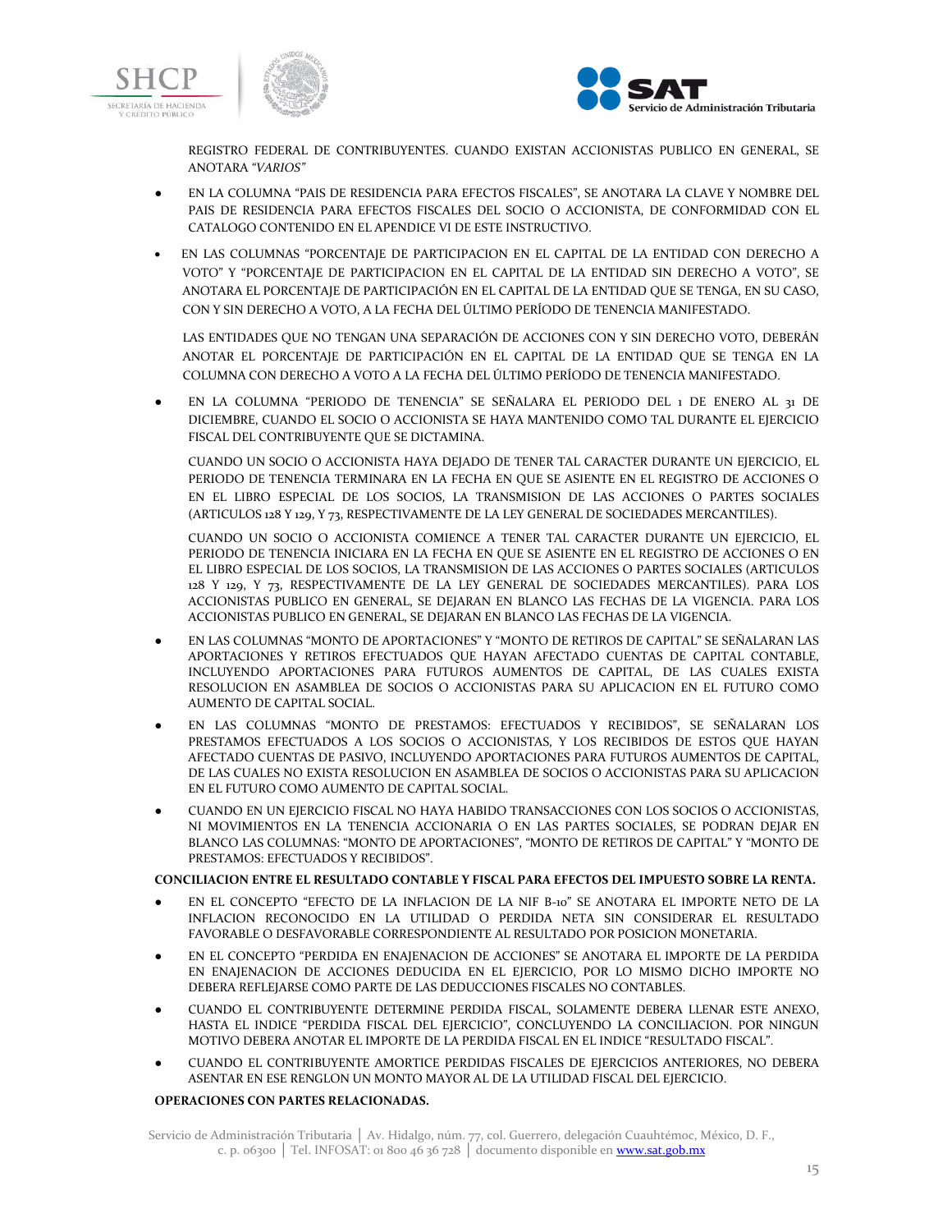REGISTRO FEDERAL DE CONTRIBUYENTES. CUANDO EXISTAN ACCIONISTAS PUBLICO EN GENERAL, SE ANOTARA *"VARIOS"*

- EN LA COLUMNA "PAIS DE RESIDENCIA PARA EFECTOS FISCALES", SE ANOTARA LA CLAVE Y NOMBRE DEL PAIS DE RESIDENCIA PARA EFECTOS FISCALES DEL SOCIO O ACCIONISTA, DE CONFORMIDAD CON EL CATALOGO CONTENIDO EN EL APENDICE VI DE ESTE INSTRUCTIVO.

- EN LAS COLUMNAS "PORCENTAJE DE PARTICIPACION EN EL CAPITAL DE LA ENTIDAD CON DERECHO A VOTO" Y "PORCENTAJE DE PARTICIPACION EN EL CAPITAL DE LA ENTIDAD SIN DERECHO A VOTO", SE ANOTARA EL PORCENTAJE DE PARTICIPACIÓN EN EL CAPITAL DE LA ENTIDAD QUE SE TENGA, EN SU CASO, CON Y SIN DERECHO A VOTO, A LA FECHA DEL ÚLTIMO PERÍODO DE TENENCIA MANIFESTADO.

  LAS ENTIDADES QUE NO TENGAN UNA SEPARACIÓN DE ACCIONES CON Y SIN DERECHO VOTO, DEBERÁN ANOTAR EL PORCENTAJE DE PARTICIPACIÓN EN EL CAPITAL DE LA ENTIDAD QUE SE TENGA EN LA COLUMNA CON DERECHO A VOTO A LA FECHA DEL ÚLTIMO PERÍODO DE TENENCIA MANIFESTADO.

- EN LA COLUMNA "PERIODO DE TENENCIA" SE SEÑALARA EL PERIODO DEL 1 DE ENERO AL 31 DE DICIEMBRE, CUANDO EL SOCIO O ACCIONISTA SE HAYA MANTENIDO COMO TAL DURANTE EL EJERCICIO FISCAL DEL CONTRIBUYENTE QUE SE DICTAMINA.

  CUANDO UN SOCIO O ACCIONISTA HAYA DEJADO DE TENER TAL CARACTER DURANTE UN EJERCICIO, EL PERIODO DE TENENCIA TERMINARA EN LA FECHA EN QUE SE ASIENTE EN EL REGISTRO DE ACCIONES O EN EL LIBRO ESPECIAL DE LOS SOCIOS, LA TRANSMISION DE LAS ACCIONES O PARTES SOCIALES (ARTICULOS 128 Y 129, Y 73, RESPECTIVAMENTE DE LA LEY GENERAL DE SOCIEDADES MERCANTILES).

  CUANDO UN SOCIO O ACCIONISTA COMIENCE A TENER TAL CARACTER DURANTE UN EJERCICIO, EL PERIODO DE TENENCIA INICIARA EN LA FECHA EN QUE SE ASIENTE EN EL REGISTRO DE ACCIONES O EN EL LIBRO ESPECIAL DE LOS SOCIOS, LA TRANSMISION DE LAS ACCIONES O PARTES SOCIALES (ARTICULOS 128 Y 129, Y 73, RESPECTIVAMENTE DE LA LEY GENERAL DE SOCIEDADES MERCANTILES). PARA LOS ACCIONISTAS PUBLICO EN GENERAL, SE DEJARAN EN BLANCO LAS FECHAS DE LA VIGENCIA. PARA LOS ACCIONISTAS PUBLICO EN GENERAL, SE DEJARAN EN BLANCO LAS FECHAS DE LA VIGENCIA.

- EN LAS COLUMNAS "MONTO DE APORTACIONES" Y "MONTO DE RETIROS DE CAPITAL" SE SEÑALARAN LAS APORTACIONES Y RETIROS EFECTUADOS QUE HAYAN AFECTADO CUENTAS DE CAPITAL CONTABLE, INCLUYENDO APORTACIONES PARA FUTUROS AUMENTOS DE CAPITAL, DE LAS CUALES EXISTA RESOLUCION EN ASAMBLEA DE SOCIOS O ACCIONISTAS PARA SU APLICACION EN EL FUTURO COMO AUMENTO DE CAPITAL SOCIAL.

- EN LAS COLUMNAS "MONTO DE PRESTAMOS: EFECTUADOS Y RECIBIDOS", SE SEÑALARAN LOS PRESTAMOS EFECTUADOS A LOS SOCIOS O ACCIONISTAS, Y LOS RECIBIDOS DE ESTOS QUE HAYAN AFECTADO CUENTAS DE PASIVO, INCLUYENDO APORTACIONES PARA FUTUROS AUMENTOS DE CAPITAL, DE LAS CUALES NO EXISTA RESOLUCION EN ASAMBLEA DE SOCIOS O ACCIONISTAS PARA SU APLICACION EN EL FUTURO COMO AUMENTO DE CAPITAL SOCIAL.

- CUANDO EN UN EJERCICIO FISCAL NO HAYA HABIDO TRANSACCIONES CON LOS SOCIOS O ACCIONISTAS, NI MOVIMIENTOS EN LA TENENCIA ACCIONARIA O EN LAS PARTES SOCIALES, SE PODRAN DEJAR EN BLANCO LAS COLUMNAS: "MONTO DE APORTACIONES", "MONTO DE RETIROS DE CAPITAL" Y "MONTO DE PRESTAMOS: EFECTUADOS Y RECIBIDOS".

**CONCILIACION ENTRE EL RESULTADO CONTABLE Y FISCAL PARA EFECTOS DEL IMPUESTO SOBRE LA RENTA.**

- EN EL CONCEPTO "EFECTO DE LA INFLACION DE LA NIF B-10" SE ANOTARA EL IMPORTE NETO DE LA INFLACION RECONOCIDO EN LA UTILIDAD O PERDIDA NETA SIN CONSIDERAR EL RESULTADO FAVORABLE O DESFAVORABLE CORRESPONDIENTE AL RESULTADO POR POSICION MONETARIA.

- EN EL CONCEPTO "PERDIDA EN ENAJENACION DE ACCIONES" SE ANOTARA EL IMPORTE DE LA PERDIDA EN ENAJENACION DE ACCIONES DEDUCIDA EN EL EJERCICIO, POR LO MISMO DICHO IMPORTE NO DEBERA REFLEJARSE COMO PARTE DE LAS DEDUCCIONES FISCALES NO CONTABLES.

- CUANDO EL CONTRIBUYENTE DETERMINE PERDIDA FISCAL, SOLAMENTE DEBERA LLENAR ESTE ANEXO, HASTA EL INDICE "PERDIDA FISCAL DEL EJERCICIO", CONCLUYENDO LA CONCILIACION. POR NINGUN MOTIVO DEBERA ANOTAR EL IMPORTE DE LA PERDIDA FISCAL EN EL INDICE "RESULTADO FISCAL".

- CUANDO EL CONTRIBUYENTE AMORTICE PERDIDAS FISCALES DE EJERCICIOS ANTERIORES, NO DEBERA ASENTAR EN ESE RENGLON UN MONTO MAYOR AL DE LA UTILIDAD FISCAL DEL EJERCICIO.

**OPERACIONES CON PARTES RELACIONADAS.**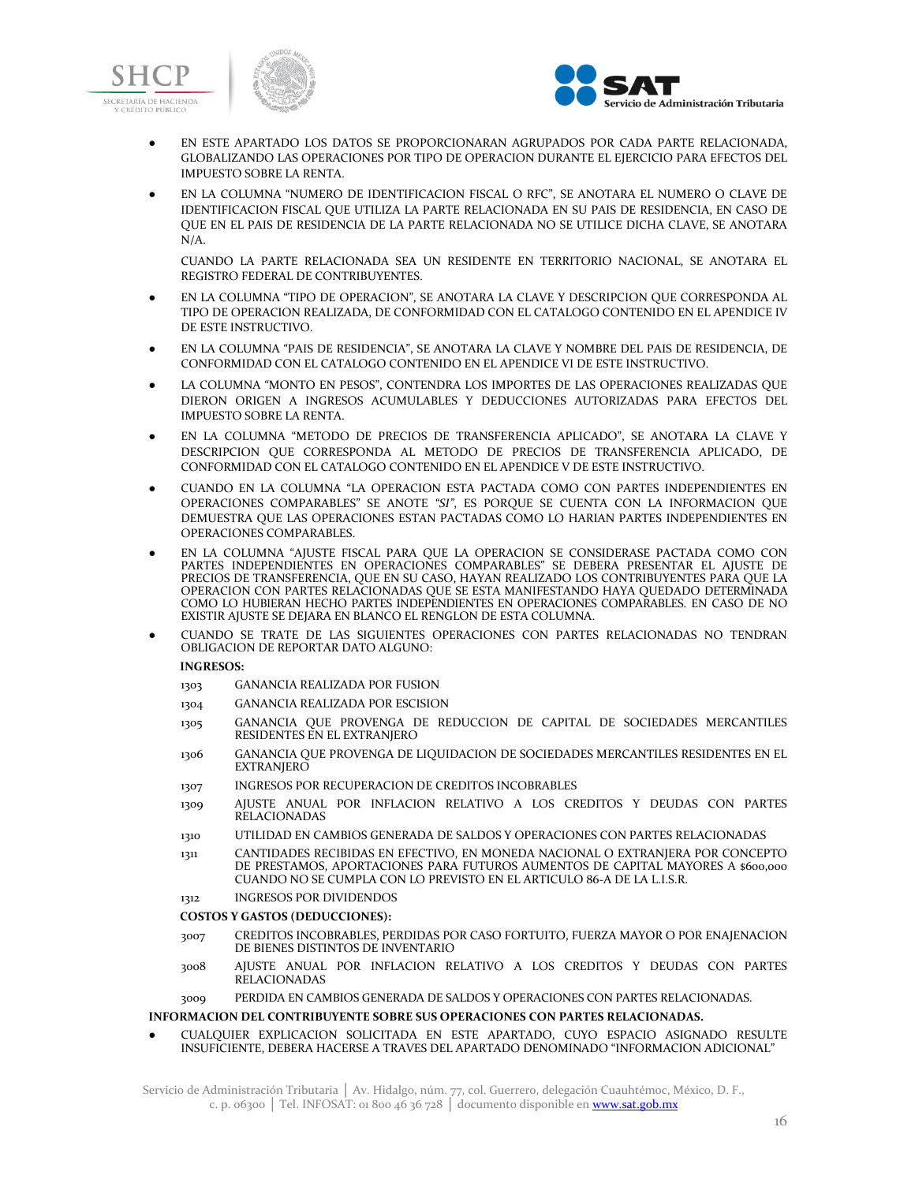- EN ESTE APARTADO LOS DATOS SE PROPORCIONARAN AGRUPADOS POR CADA PARTE RELACIONADA, GLOBALIZANDO LAS OPERACIONES POR TIPO DE OPERACION DURANTE EL EJERCICIO PARA EFECTOS DEL IMPUESTO SOBRE LA RENTA.
- EN LA COLUMNA "NUMERO DE IDENTIFICACION FISCAL O RFC", SE ANOTARA EL NUMERO O CLAVE DE IDENTIFICACION FISCAL QUE UTILIZA LA PARTE RELACIONADA EN SU PAIS DE RESIDENCIA, EN CASO DE QUE EN EL PAIS DE RESIDENCIA DE LA PARTE RELACIONADA NO SE UTILICE DICHA CLAVE, SE ANOTARA N/A.

  CUANDO LA PARTE RELACIONADA SEA UN RESIDENTE EN TERRITORIO NACIONAL, SE ANOTARA EL REGISTRO FEDERAL DE CONTRIBUYENTES.
- EN LA COLUMNA "TIPO DE OPERACION", SE ANOTARA LA CLAVE Y DESCRIPCION QUE CORRESPONDA AL TIPO DE OPERACION REALIZADA, DE CONFORMIDAD CON EL CATALOGO CONTENIDO EN EL APENDICE IV DE ESTE INSTRUCTIVO.
- EN LA COLUMNA "PAIS DE RESIDENCIA", SE ANOTARA LA CLAVE Y NOMBRE DEL PAIS DE RESIDENCIA, DE CONFORMIDAD CON EL CATALOGO CONTENIDO EN EL APENDICE VI DE ESTE INSTRUCTIVO.
- LA COLUMNA "MONTO EN PESOS", CONTENDRA LOS IMPORTES DE LAS OPERACIONES REALIZADAS QUE DIERON ORIGEN A INGRESOS ACUMULABLES Y DEDUCCIONES AUTORIZADAS PARA EFECTOS DEL IMPUESTO SOBRE LA RENTA.
- EN LA COLUMNA "METODO DE PRECIOS DE TRANSFERENCIA APLICADO", SE ANOTARA LA CLAVE Y DESCRIPCION QUE CORRESPONDA AL METODO DE PRECIOS DE TRANSFERENCIA APLICADO, DE CONFORMIDAD CON EL CATALOGO CONTENIDO EN EL APENDICE V DE ESTE INSTRUCTIVO.
- CUANDO EN LA COLUMNA "LA OPERACION ESTA PACTADA COMO CON PARTES INDEPENDIENTES EN OPERACIONES COMPARABLES" SE ANOTE *"SI"*, ES PORQUE SE CUENTA CON LA INFORMACION QUE DEMUESTRA QUE LAS OPERACIONES ESTAN PACTADAS COMO LO HARIAN PARTES INDEPENDIENTES EN OPERACIONES COMPARABLES.
- EN LA COLUMNA "AJUSTE FISCAL PARA QUE LA OPERACION SE CONSIDERASE PACTADA COMO CON PARTES INDEPENDIENTES EN OPERACIONES COMPARABLES" SE DEBERA PRESENTAR EL AJUSTE DE PRECIOS DE TRANSFERENCIA, QUE EN SU CASO, HAYAN REALIZADO LOS CONTRIBUYENTES PARA QUE LA OPERACION CON PARTES RELACIONADAS QUE SE ESTA MANIFESTANDO HAYA QUEDADO DETERMINADA COMO LO HUBIERAN HECHO PARTES INDEPENDIENTES EN OPERACIONES COMPARABLES. EN CASO DE NO EXISTIR AJUSTE SE DEJARA EN BLANCO EL RENGLON DE ESTA COLUMNA.
- CUANDO SE TRATE DE LAS SIGUIENTES OPERACIONES CON PARTES RELACIONADAS NO TENDRAN OBLIGACION DE REPORTAR DATO ALGUNO:

  **INGRESOS:**

  1303 GANANCIA REALIZADA POR FUSION

  1304 GANANCIA REALIZADA POR ESCISION

  1305 GANANCIA QUE PROVENGA DE REDUCCION DE CAPITAL DE SOCIEDADES MERCANTILES RESIDENTES EN EL EXTRANJERO

  1306 GANANCIA QUE PROVENGA DE LIQUIDACION DE SOCIEDADES MERCANTILES RESIDENTES EN EL EXTRANJERO

  1307 INGRESOS POR RECUPERACION DE CREDITOS INCOBRABLES

  1309 AJUSTE ANUAL POR INFLACION RELATIVO A LOS CREDITOS Y DEUDAS CON PARTES RELACIONADAS

  1310 UTILIDAD EN CAMBIOS GENERADA DE SALDOS Y OPERACIONES CON PARTES RELACIONADAS

  1311 CANTIDADES RECIBIDAS EN EFECTIVO, EN MONEDA NACIONAL O EXTRANJERA POR CONCEPTO DE PRESTAMOS, APORTACIONES PARA FUTUROS AUMENTOS DE CAPITAL MAYORES A $600,000 CUANDO NO SE CUMPLA CON LO PREVISTO EN EL ARTICULO 86-A DE LA L.I.S.R.

  1312 INGRESOS POR DIVIDENDOS

  **COSTOS Y GASTOS (DEDUCCIONES):**

  3007 CREDITOS INCOBRABLES, PERDIDAS POR CASO FORTUITO, FUERZA MAYOR O POR ENAJENACION DE BIENES DISTINTOS DE INVENTARIO

  3008 AJUSTE ANUAL POR INFLACION RELATIVO A LOS CREDITOS Y DEUDAS CON PARTES RELACIONADAS

  3009 PERDIDA EN CAMBIOS GENERADA DE SALDOS Y OPERACIONES CON PARTES RELACIONADAS.

**INFORMACION DEL CONTRIBUYENTE SOBRE SUS OPERACIONES CON PARTES RELACIONADAS.**

- CUALQUIER EXPLICACION SOLICITADA EN ESTE APARTADO, CUYO ESPACIO ASIGNADO RESULTE INSUFICIENTE, DEBERA HACERSE A TRAVES DEL APARTADO DENOMINADO "INFORMACION ADICIONAL"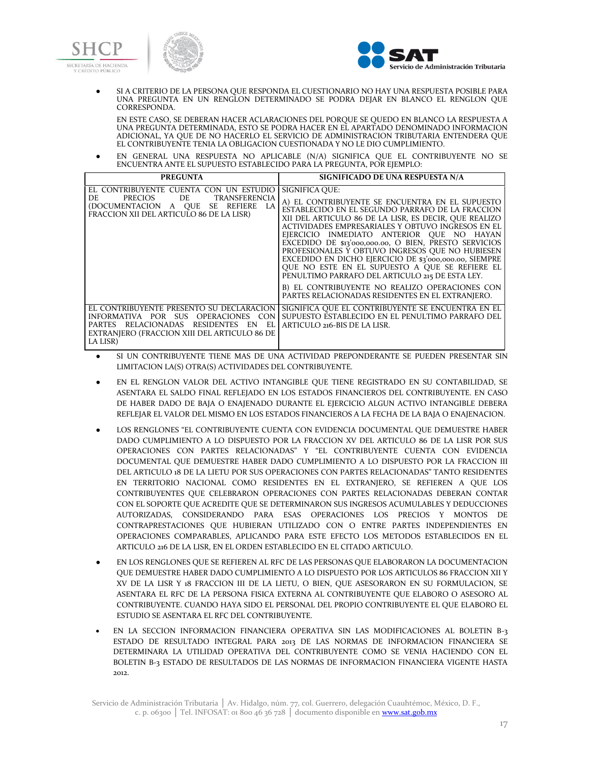- SI A CRITERIO DE LA PERSONA QUE RESPONDA EL CUESTIONARIO NO HAY UNA RESPUESTA POSIBLE PARA UNA PREGUNTA EN UN RENGLON DETERMINADO SE PODRA DEJAR EN BLANCO EL RENGLON QUE CORRESPONDA.

  EN ESTE CASO, SE DEBERAN HACER ACLARACIONES DEL PORQUE SE QUEDO EN BLANCO LA RESPUESTA A UNA PREGUNTA DETERMINADA, ESTO SE PODRA HACER EN EL APARTADO DENOMINADO INFORMACION ADICIONAL, YA QUE DE NO HACERLO EL SERVICIO DE ADMINISTRACION TRIBUTARIA ENTENDERA QUE EL CONTRIBUYENTE TENIA LA OBLIGACION CUESTIONADA Y NO LE DIO CUMPLIMIENTO.

- EN GENERAL UNA RESPUESTA NO APLICABLE (N/A) SIGNIFICA QUE EL CONTRIBUYENTE NO SE ENCUENTRA ANTE EL SUPUESTO ESTABLECIDO PARA LA PREGUNTA, POR EJEMPLO:

| PREGUNTA | SIGNIFICADO DE UNA RESPUESTA N/A |
|---|---|
| EL CONTRIBUYENTE CUENTA CON UN ESTUDIO DE PRECIOS DE TRANSFERENCIA (DOCUMENTACION A QUE SE REFIERE LA FRACCION XII DEL ARTICULO 86 DE LA LISR) | SIGNIFICA QUE:<br>A) EL CONTRIBUYENTE SE ENCUENTRA EN EL SUPUESTO ESTABLECIDO EN EL SEGUNDO PARRAFO DE LA FRACCION XII DEL ARTICULO 86 DE LA LISR, ES DECIR, QUE REALIZO ACTIVIDADES EMPRESARIALES Y OBTUVO INGRESOS EN EL EJERCICIO INMEDIATO ANTERIOR QUE NO HAYAN EXCEDIDO DE $13'000,000.00, O BIEN, PRESTO SERVICIOS PROFESIONALES Y OBTUVO INGRESOS QUE NO HUBIESEN EXCEDIDO EN DICHO EJERCICIO DE $3'000,000.00, SIEMPRE QUE NO ESTE EN EL SUPUESTO A QUE SE REFIERE EL PENULTIMO PARRAFO DEL ARTICULO 215 DE ESTA LEY.<br>B) EL CONTRIBUYENTE NO REALIZO OPERACIONES CON PARTES RELACIONADAS RESIDENTES EN EL EXTRANJERO. |
| EL CONTRIBUYENTE PRESENTO SU DECLARACION INFORMATIVA POR SUS OPERACIONES CON PARTES RELACIONADAS RESIDENTES EN EL EXTRANJERO (FRACCION XIII DEL ARTICULO 86 DE LA LISR) | SIGNIFICA QUE EL CONTRIBUYENTE SE ENCUENTRA EN EL SUPUESTO ESTABLECIDO EN EL PENULTIMO PARRAFO DEL ARTICULO 216-BIS DE LA LISR. |

- SI UN CONTRIBUYENTE TIENE MAS DE UNA ACTIVIDAD PREPONDERANTE SE PUEDEN PRESENTAR SIN LIMITACION LA(S) OTRA(S) ACTIVIDADES DEL CONTRIBUYENTE.

- EN EL RENGLON VALOR DEL ACTIVO INTANGIBLE QUE TIENE REGISTRADO EN SU CONTABILIDAD, SE ASENTARA EL SALDO FINAL REFLEJADO EN LOS ESTADOS FINANCIEROS DEL CONTRIBUYENTE. EN CASO DE HABER DADO DE BAJA O ENAJENADO DURANTE EL EJERCICIO ALGUN ACTIVO INTANGIBLE DEBERA REFLEJAR EL VALOR DEL MISMO EN LOS ESTADOS FINANCIEROS A LA FECHA DE LA BAJA O ENAJENACION.

- LOS RENGLONES "EL CONTRIBUYENTE CUENTA CON EVIDENCIA DOCUMENTAL QUE DEMUESTRE HABER DADO CUMPLIMIENTO A LO DISPUESTO POR LA FRACCION XV DEL ARTICULO 86 DE LA LISR POR SUS OPERACIONES CON PARTES RELACIONADAS" Y "EL CONTRIBUYENTE CUENTA CON EVIDENCIA DOCUMENTAL QUE DEMUESTRE HABER DADO CUMPLIMIENTO A LO DISPUESTO POR LA FRACCION III DEL ARTICULO 18 DE LA LIETU POR SUS OPERACIONES CON PARTES RELACIONADAS" TANTO RESIDENTES EN TERRITORIO NACIONAL COMO RESIDENTES EN EL EXTRANJERO, SE REFIEREN A QUE LOS CONTRIBUYENTES QUE CELEBRARON OPERACIONES CON PARTES RELACIONADAS DEBERAN CONTAR CON EL SOPORTE QUE ACREDITE QUE SE DETERMINARON SUS INGRESOS ACUMULABLES Y DEDUCCIONES AUTORIZADAS, CONSIDERANDO PARA ESAS OPERACIONES LOS PRECIOS Y MONTOS DE CONTRAPRESTACIONES QUE HUBIERAN UTILIZADO CON O ENTRE PARTES INDEPENDIENTES EN OPERACIONES COMPARABLES, APLICANDO PARA ESTE EFECTO LOS METODOS ESTABLECIDOS EN EL ARTICULO 216 DE LA LISR, EN EL ORDEN ESTABLECIDO EN EL CITADO ARTICULO.

- EN LOS RENGLONES QUE SE REFIEREN AL RFC DE LAS PERSONAS QUE ELABORARON LA DOCUMENTACION QUE DEMUESTRE HABER DADO CUMPLIMIENTO A LO DISPUESTO POR LOS ARTICULOS 86 FRACCION XII Y XV DE LA LISR Y 18 FRACCION III DE LA LIETU, O BIEN, QUE ASESORARON EN SU FORMULACION, SE ASENTARA EL RFC DE LA PERSONA FISICA EXTERNA AL CONTRIBUYENTE QUE ELABORO O ASESORO AL CONTRIBUYENTE. CUANDO HAYA SIDO EL PERSONAL DEL PROPIO CONTRIBUYENTE EL QUE ELABORO EL ESTUDIO SE ASENTARA EL RFC DEL CONTRIBUYENTE.

- EN LA SECCION INFORMACION FINANCIERA OPERATIVA SIN LAS MODIFICACIONES AL BOLETIN B-3 ESTADO DE RESULTADO INTEGRAL PARA 2013 DE LAS NORMAS DE INFORMACION FINANCIERA SE DETERMINARA LA UTILIDAD OPERATIVA DEL CONTRIBUYENTE COMO SE VENIA HACIENDO CON EL BOLETIN B-3 ESTADO DE RESULTADOS DE LAS NORMAS DE INFORMACION FINANCIERA VIGENTE HASTA 2012.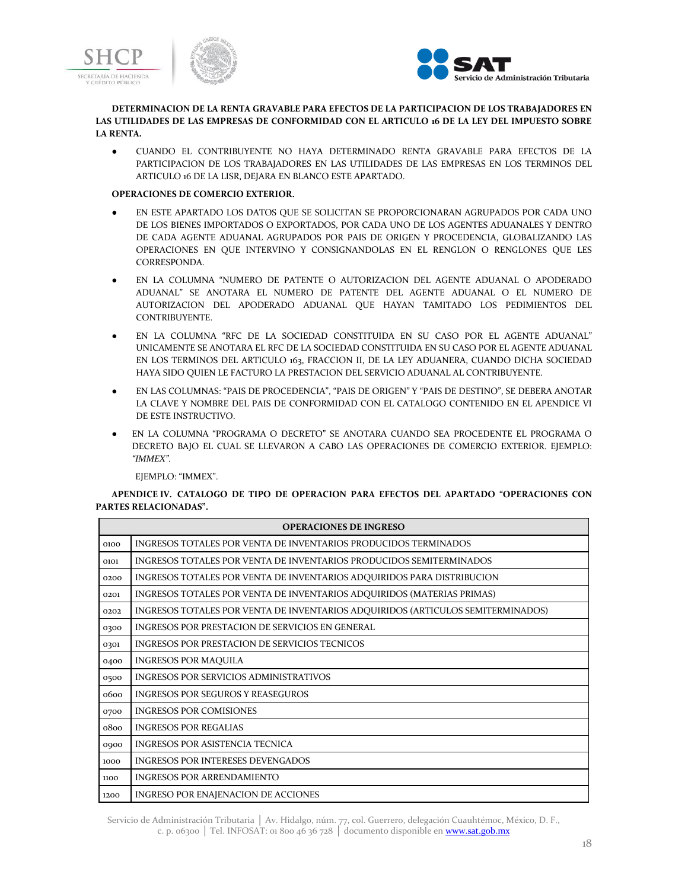**DETERMINACION DE LA RENTA GRAVABLE PARA EFECTOS DE LA PARTICIPACION DE LOS TRABAJADORES EN LAS UTILIDADES DE LAS EMPRESAS DE CONFORMIDAD CON EL ARTICULO 16 DE LA LEY DEL IMPUESTO SOBRE LA RENTA.**

- CUANDO EL CONTRIBUYENTE NO HAYA DETERMINADO RENTA GRAVABLE PARA EFECTOS DE LA PARTICIPACION DE LOS TRABAJADORES EN LAS UTILIDADES DE LAS EMPRESAS EN LOS TERMINOS DEL ARTICULO 16 DE LA LISR, DEJARA EN BLANCO ESTE APARTADO.

**OPERACIONES DE COMERCIO EXTERIOR.**

- EN ESTE APARTADO LOS DATOS QUE SE SOLICITAN SE PROPORCIONARAN AGRUPADOS POR CADA UNO DE LOS BIENES IMPORTADOS O EXPORTADOS, POR CADA UNO DE LOS AGENTES ADUANALES Y DENTRO DE CADA AGENTE ADUANAL AGRUPADOS POR PAIS DE ORIGEN Y PROCEDENCIA, GLOBALIZANDO LAS OPERACIONES EN QUE INTERVINO Y CONSIGNANDOLAS EN EL RENGLON O RENGLONES QUE LES CORRESPONDA.
- EN LA COLUMNA "NUMERO DE PATENTE O AUTORIZACION DEL AGENTE ADUANAL O APODERADO ADUANAL" SE ANOTARA EL NUMERO DE PATENTE DEL AGENTE ADUANAL O EL NUMERO DE AUTORIZACION DEL APODERADO ADUANAL QUE HAYAN TAMITADO LOS PEDIMIENTOS DEL CONTRIBUYENTE.
- EN LA COLUMNA "RFC DE LA SOCIEDAD CONSTITUIDA EN SU CASO POR EL AGENTE ADUANAL" UNICAMENTE SE ANOTARA EL RFC DE LA SOCIEDAD CONSTITUIDA EN SU CASO POR EL AGENTE ADUANAL EN LOS TERMINOS DEL ARTICULO 163, FRACCION II, DE LA LEY ADUANERA, CUANDO DICHA SOCIEDAD HAYA SIDO QUIEN LE FACTURO LA PRESTACION DEL SERVICIO ADUANAL AL CONTRIBUYENTE.
- EN LAS COLUMNAS: "PAIS DE PROCEDENCIA", "PAIS DE ORIGEN" Y "PAIS DE DESTINO", SE DEBERA ANOTAR LA CLAVE Y NOMBRE DEL PAIS DE CONFORMIDAD CON EL CATALOGO CONTENIDO EN EL APENDICE VI DE ESTE INSTRUCTIVO.
- EN LA COLUMNA "PROGRAMA O DECRETO" SE ANOTARA CUANDO SEA PROCEDENTE EL PROGRAMA O DECRETO BAJO EL CUAL SE LLEVARON A CABO LAS OPERACIONES DE COMERCIO EXTERIOR. EJEMPLO: *"IMMEX"*.

  EJEMPLO: "IMMEX".

**APENDICE IV. CATALOGO DE TIPO DE OPERACION PARA EFECTOS DEL APARTADO "OPERACIONES CON PARTES RELACIONADAS".**

| OPERACIONES DE INGRESO | |
|---|---|
| 0100 | INGRESOS TOTALES POR VENTA DE INVENTARIOS PRODUCIDOS TERMINADOS |
| 0101 | INGRESOS TOTALES POR VENTA DE INVENTARIOS PRODUCIDOS SEMITERMINADOS |
| 0200 | INGRESOS TOTALES POR VENTA DE INVENTARIOS ADQUIRIDOS PARA DISTRIBUCION |
| 0201 | INGRESOS TOTALES POR VENTA DE INVENTARIOS ADQUIRIDOS (MATERIAS PRIMAS) |
| 0202 | INGRESOS TOTALES POR VENTA DE INVENTARIOS ADQUIRIDOS (ARTICULOS SEMITERMINADOS) |
| 0300 | INGRESOS POR PRESTACION DE SERVICIOS EN GENERAL |
| 0301 | INGRESOS POR PRESTACION DE SERVICIOS TECNICOS |
| 0400 | INGRESOS POR MAQUILA |
| 0500 | INGRESOS POR SERVICIOS ADMINISTRATIVOS |
| 0600 | INGRESOS POR SEGUROS Y REASEGUROS |
| 0700 | INGRESOS POR COMISIONES |
| 0800 | INGRESOS POR REGALIAS |
| 0900 | INGRESOS POR ASISTENCIA TECNICA |
| 1000 | INGRESOS POR INTERESES DEVENGADOS |
| 1100 | INGRESOS POR ARRENDAMIENTO |
| 1200 | INGRESO POR ENAJENACION DE ACCIONES |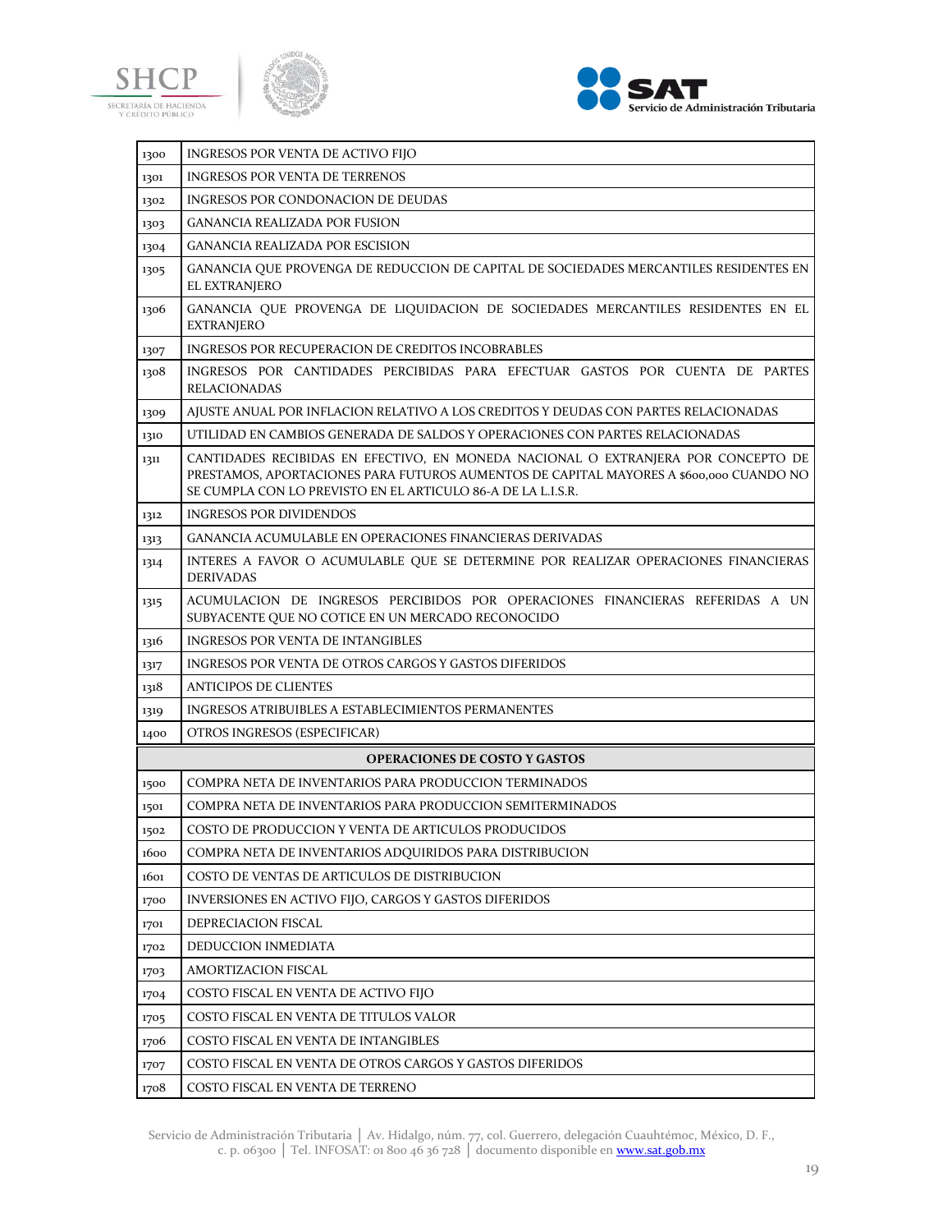| | |
|---|---|
| 1300 | INGRESOS POR VENTA DE ACTIVO FIJO |
| 1301 | INGRESOS POR VENTA DE TERRENOS |
| 1302 | INGRESOS POR CONDONACION DE DEUDAS |
| 1303 | GANANCIA REALIZADA POR FUSION |
| 1304 | GANANCIA REALIZADA POR ESCISION |
| 1305 | GANANCIA QUE PROVENGA DE REDUCCION DE CAPITAL DE SOCIEDADES MERCANTILES RESIDENTES EN EL EXTRANJERO |
| 1306 | GANANCIA QUE PROVENGA DE LIQUIDACION DE SOCIEDADES MERCANTILES RESIDENTES EN EL EXTRANJERO |
| 1307 | INGRESOS POR RECUPERACION DE CREDITOS INCOBRABLES |
| 1308 | INGRESOS POR CANTIDADES PERCIBIDAS PARA EFECTUAR GASTOS POR CUENTA DE PARTES RELACIONADAS |
| 1309 | AJUSTE ANUAL POR INFLACION RELATIVO A LOS CREDITOS Y DEUDAS CON PARTES RELACIONADAS |
| 1310 | UTILIDAD EN CAMBIOS GENERADA DE SALDOS Y OPERACIONES CON PARTES RELACIONADAS |
| 1311 | CANTIDADES RECIBIDAS EN EFECTIVO, EN MONEDA NACIONAL O EXTRANJERA POR CONCEPTO DE PRESTAMOS, APORTACIONES PARA FUTUROS AUMENTOS DE CAPITAL MAYORES A $600,000 CUANDO NO SE CUMPLA CON LO PREVISTO EN EL ARTICULO 86-A DE LA L.I.S.R. |
| 1312 | INGRESOS POR DIVIDENDOS |
| 1313 | GANANCIA ACUMULABLE EN OPERACIONES FINANCIERAS DERIVADAS |
| 1314 | INTERES A FAVOR O ACUMULABLE QUE SE DETERMINE POR REALIZAR OPERACIONES FINANCIERAS DERIVADAS |
| 1315 | ACUMULACION DE INGRESOS PERCIBIDOS POR OPERACIONES FINANCIERAS REFERIDAS A UN SUBYACENTE QUE NO COTICE EN UN MERCADO RECONOCIDO |
| 1316 | INGRESOS POR VENTA DE INTANGIBLES |
| 1317 | INGRESOS POR VENTA DE OTROS CARGOS Y GASTOS DIFERIDOS |
| 1318 | ANTICIPOS DE CLIENTES |
| 1319 | INGRESOS ATRIBUIBLES A ESTABLECIMIENTOS PERMANENTES |
| 1400 | OTROS INGRESOS (ESPECIFICAR) |
| | **OPERACIONES DE COSTO Y GASTOS** |
| 1500 | COMPRA NETA DE INVENTARIOS PARA PRODUCCION TERMINADOS |
| 1501 | COMPRA NETA DE INVENTARIOS PARA PRODUCCION SEMITERMINADOS |
| 1502 | COSTO DE PRODUCCION Y VENTA DE ARTICULOS PRODUCIDOS |
| 1600 | COMPRA NETA DE INVENTARIOS ADQUIRIDOS PARA DISTRIBUCION |
| 1601 | COSTO DE VENTAS DE ARTICULOS DE DISTRIBUCION |
| 1700 | INVERSIONES EN ACTIVO FIJO, CARGOS Y GASTOS DIFERIDOS |
| 1701 | DEPRECIACION FISCAL |
| 1702 | DEDUCCION INMEDIATA |
| 1703 | AMORTIZACION FISCAL |
| 1704 | COSTO FISCAL EN VENTA DE ACTIVO FIJO |
| 1705 | COSTO FISCAL EN VENTA DE TITULOS VALOR |
| 1706 | COSTO FISCAL EN VENTA DE INTANGIBLES |
| 1707 | COSTO FISCAL EN VENTA DE OTROS CARGOS Y GASTOS DIFERIDOS |
| 1708 | COSTO FISCAL EN VENTA DE TERRENO |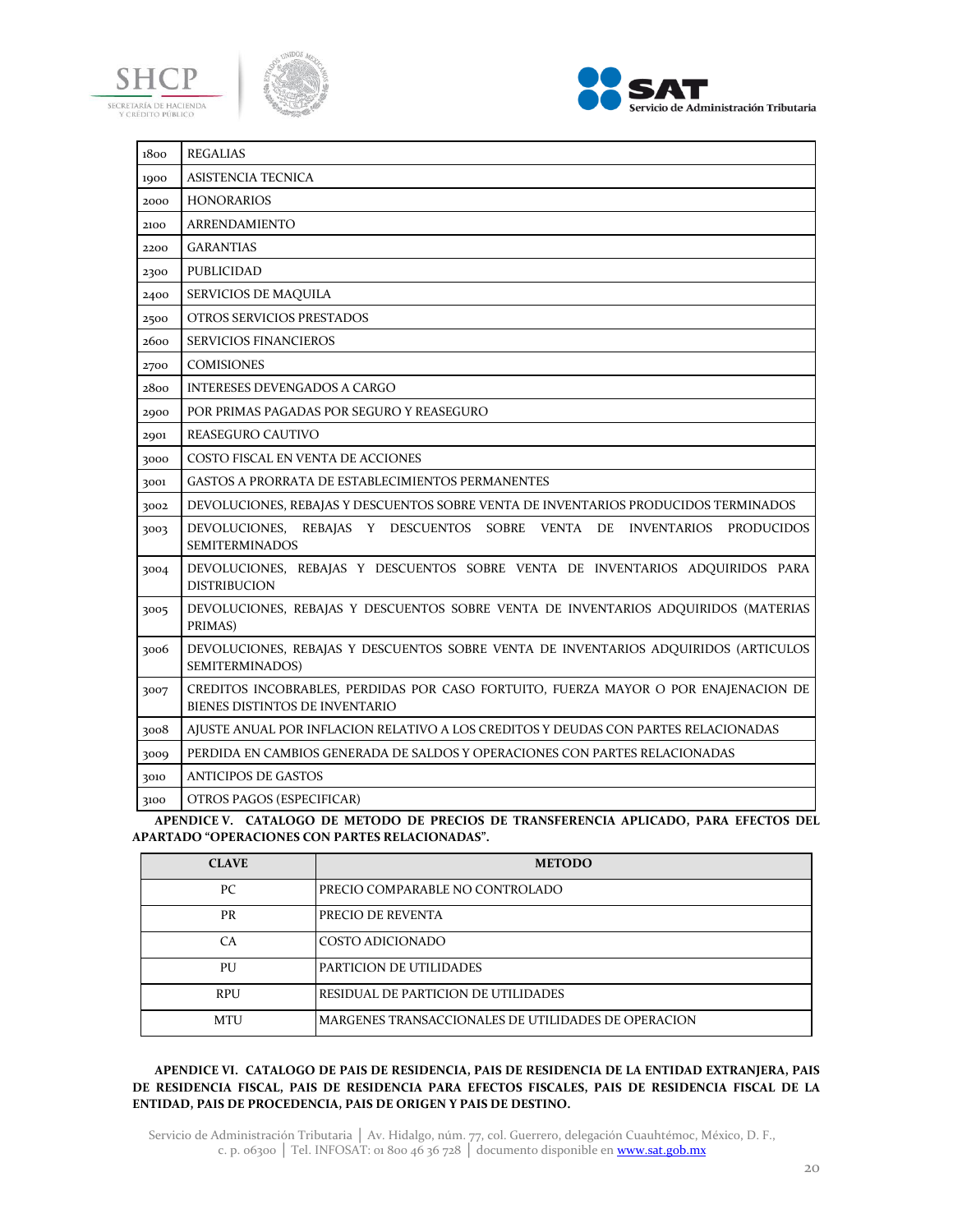| | |
|---|---|
| 1800 | REGALIAS |
| 1900 | ASISTENCIA TECNICA |
| 2000 | HONORARIOS |
| 2100 | ARRENDAMIENTO |
| 2200 | GARANTIAS |
| 2300 | PUBLICIDAD |
| 2400 | SERVICIOS DE MAQUILA |
| 2500 | OTROS SERVICIOS PRESTADOS |
| 2600 | SERVICIOS FINANCIEROS |
| 2700 | COMISIONES |
| 2800 | INTERESES DEVENGADOS A CARGO |
| 2900 | POR PRIMAS PAGADAS POR SEGURO Y REASEGURO |
| 2901 | REASEGURO CAUTIVO |
| 3000 | COSTO FISCAL EN VENTA DE ACCIONES |
| 3001 | GASTOS A PRORRATA DE ESTABLECIMIENTOS PERMANENTES |
| 3002 | DEVOLUCIONES, REBAJAS Y DESCUENTOS SOBRE VENTA DE INVENTARIOS PRODUCIDOS TERMINADOS |
| 3003 | DEVOLUCIONES, REBAJAS Y DESCUENTOS SOBRE VENTA DE INVENTARIOS PRODUCIDOS SEMITERMINADOS |
| 3004 | DEVOLUCIONES, REBAJAS Y DESCUENTOS SOBRE VENTA DE INVENTARIOS ADQUIRIDOS PARA DISTRIBUCION |
| 3005 | DEVOLUCIONES, REBAJAS Y DESCUENTOS SOBRE VENTA DE INVENTARIOS ADQUIRIDOS (MATERIAS PRIMAS) |
| 3006 | DEVOLUCIONES, REBAJAS Y DESCUENTOS SOBRE VENTA DE INVENTARIOS ADQUIRIDOS (ARTICULOS SEMITERMINADOS) |
| 3007 | CREDITOS INCOBRABLES, PERDIDAS POR CASO FORTUITO, FUERZA MAYOR O POR ENAJENACION DE BIENES DISTINTOS DE INVENTARIO |
| 3008 | AJUSTE ANUAL POR INFLACION RELATIVO A LOS CREDITOS Y DEUDAS CON PARTES RELACIONADAS |
| 3009 | PERDIDA EN CAMBIOS GENERADA DE SALDOS Y OPERACIONES CON PARTES RELACIONADAS |
| 3010 | ANTICIPOS DE GASTOS |
| 3100 | OTROS PAGOS (ESPECIFICAR) |

**APENDICE V. CATALOGO DE METODO DE PRECIOS DE TRANSFERENCIA APLICADO, PARA EFECTOS DEL APARTADO "OPERACIONES CON PARTES RELACIONADAS".**

| CLAVE | METODO |
|---|---|
| PC | PRECIO COMPARABLE NO CONTROLADO |
| PR | PRECIO DE REVENTA |
| CA | COSTO ADICIONADO |
| PU | PARTICION DE UTILIDADES |
| RPU | RESIDUAL DE PARTICION DE UTILIDADES |
| MTU | MARGENES TRANSACCIONALES DE UTILIDADES DE OPERACION |

**APENDICE VI. CATALOGO DE PAIS DE RESIDENCIA, PAIS DE RESIDENCIA DE LA ENTIDAD EXTRANJERA, PAIS DE RESIDENCIA FISCAL, PAIS DE RESIDENCIA PARA EFECTOS FISCALES, PAIS DE RESIDENCIA FISCAL DE LA ENTIDAD, PAIS DE PROCEDENCIA, PAIS DE ORIGEN Y PAIS DE DESTINO.**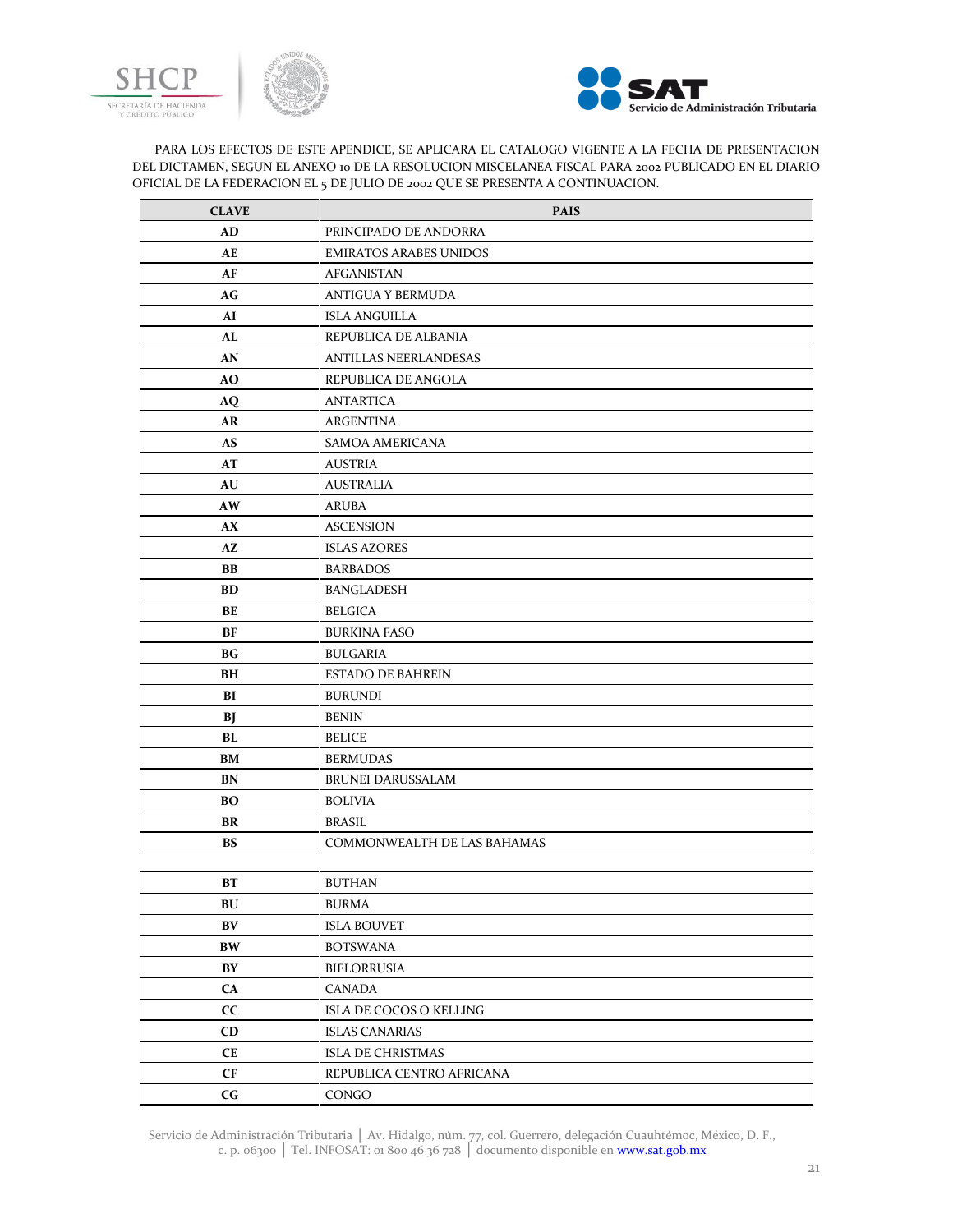PARA LOS EFECTOS DE ESTE APENDICE, SE APLICARA EL CATALOGO VIGENTE A LA FECHA DE PRESENTACION DEL DICTAMEN, SEGUN EL ANEXO 10 DE LA RESOLUCION MISCELANEA FISCAL PARA 2002 PUBLICADO EN EL DIARIO OFICIAL DE LA FEDERACION EL 5 DE JULIO DE 2002 QUE SE PRESENTA A CONTINUACION.

| CLAVE | PAIS |
|---|---|
| AD | PRINCIPADO DE ANDORRA |
| AE | EMIRATOS ARABES UNIDOS |
| AF | AFGANISTAN |
| AG | ANTIGUA Y BERMUDA |
| AI | ISLA ANGUILLA |
| AL | REPUBLICA DE ALBANIA |
| AN | ANTILLAS NEERLANDESAS |
| AO | REPUBLICA DE ANGOLA |
| AQ | ANTARTICA |
| AR | ARGENTINA |
| AS | SAMOA AMERICANA |
| AT | AUSTRIA |
| AU | AUSTRALIA |
| AW | ARUBA |
| AX | ASCENSION |
| AZ | ISLAS AZORES |
| BB | BARBADOS |
| BD | BANGLADESH |
| BE | BELGICA |
| BF | BURKINA FASO |
| BG | BULGARIA |
| BH | ESTADO DE BAHREIN |
| BI | BURUNDI |
| BJ | BENIN |
| BL | BELICE |
| BM | BERMUDAS |
| BN | BRUNEI DARUSSALAM |
| BO | BOLIVIA |
| BR | BRASIL |
| BS | COMMONWEALTH DE LAS BAHAMAS |
| BT | BUTHAN |
| BU | BURMA |
| BV | ISLA BOUVET |
| BW | BOTSWANA |
| BY | BIELORRUSIA |
| CA | CANADA |
| CC | ISLA DE COCOS O KELLING |
| CD | ISLAS CANARIAS |
| CE | ISLA DE CHRISTMAS |
| CF | REPUBLICA CENTRO AFRICANA |
| CG | CONGO |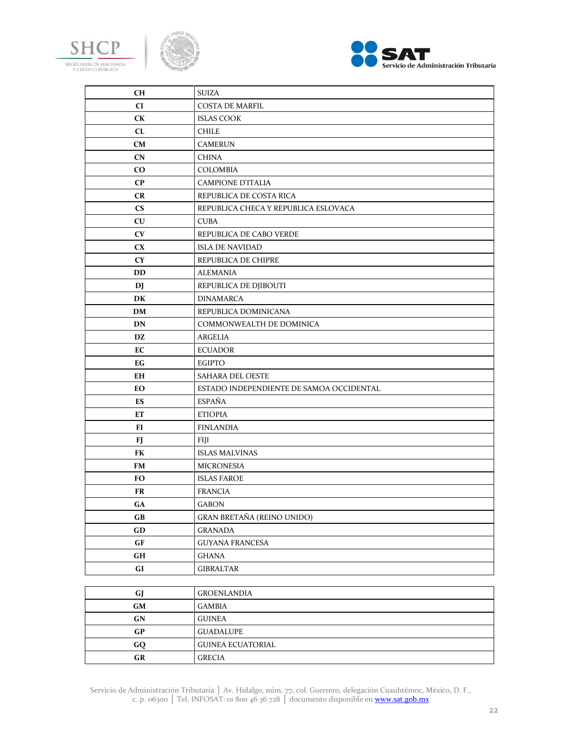| CH | SUIZA |
|---|---|
| CI | COSTA DE MARFIL |
| CK | ISLAS COOK |
| CL | CHILE |
| CM | CAMERUN |
| CN | CHINA |
| CO | COLOMBIA |
| CP | CAMPIONE D'ITALIA |
| CR | REPUBLICA DE COSTA RICA |
| CS | REPUBLICA CHECA Y REPUBLICA ESLOVACA |
| CU | CUBA |
| CV | REPUBLICA DE CABO VERDE |
| CX | ISLA DE NAVIDAD |
| CY | REPUBLICA DE CHIPRE |
| DD | ALEMANIA |
| DJ | REPUBLICA DE DJIBOUTI |
| DK | DINAMARCA |
| DM | REPUBLICA DOMINICANA |
| DN | COMMONWEALTH DE DOMINICA |
| DZ | ARGELIA |
| EC | ECUADOR |
| EG | EGIPTO |
| EH | SAHARA DEL OESTE |
| EO | ESTADO INDEPENDIENTE DE SAMOA OCCIDENTAL |
| ES | ESPAÑA |
| ET | ETIOPIA |
| FI | FINLANDIA |
| FJ | FIJI |
| FK | ISLAS MALVINAS |
| FM | MICRONESIA |
| FO | ISLAS FAROE |
| FR | FRANCIA |
| GA | GABON |
| GB | GRAN BRETAÑA (REINO UNIDO) |
| GD | GRANADA |
| GF | GUYANA FRANCESA |
| GH | GHANA |
| GI | GIBRALTAR |
| GJ | GROENLANDIA |
| GM | GAMBIA |
| GN | GUINEA |
| GP | GUADALUPE |
| GQ | GUINEA ECUATORIAL |
| GR | GRECIA |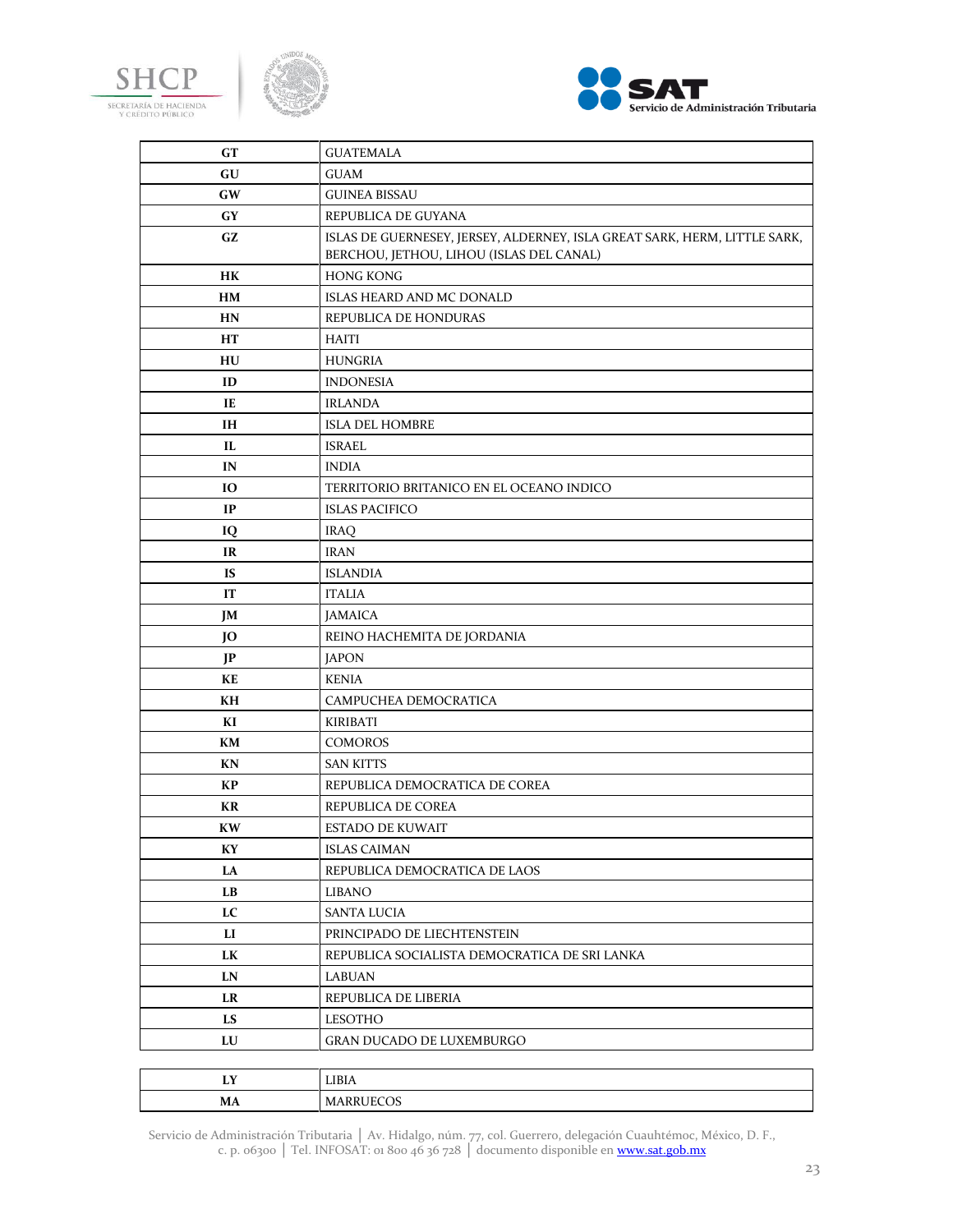| GT | GUATEMALA |
|---|---|
| GU | GUAM |
| GW | GUINEA BISSAU |
| GY | REPUBLICA DE GUYANA |
| GZ | ISLAS DE GUERNESEY, JERSEY, ALDERNEY, ISLA GREAT SARK, HERM, LITTLE SARK, BERCHOU, JETHOU, LIHOU (ISLAS DEL CANAL) |
| HK | HONG KONG |
| HM | ISLAS HEARD AND MC DONALD |
| HN | REPUBLICA DE HONDURAS |
| HT | HAITI |
| HU | HUNGRIA |
| ID | INDONESIA |
| IE | IRLANDA |
| IH | ISLA DEL HOMBRE |
| IL | ISRAEL |
| IN | INDIA |
| IO | TERRITORIO BRITANICO EN EL OCEANO INDICO |
| IP | ISLAS PACIFICO |
| IQ | IRAQ |
| IR | IRAN |
| IS | ISLANDIA |
| IT | ITALIA |
| JM | JAMAICA |
| JO | REINO HACHEMITA DE JORDANIA |
| JP | JAPON |
| KE | KENIA |
| KH | CAMPUCHEA DEMOCRATICA |
| KI | KIRIBATI |
| KM | COMOROS |
| KN | SAN KITTS |
| KP | REPUBLICA DEMOCRATICA DE COREA |
| KR | REPUBLICA DE COREA |
| KW | ESTADO DE KUWAIT |
| KY | ISLAS CAIMAN |
| LA | REPUBLICA DEMOCRATICA DE LAOS |
| LB | LIBANO |
| LC | SANTA LUCIA |
| LI | PRINCIPADO DE LIECHTENSTEIN |
| LK | REPUBLICA SOCIALISTA DEMOCRATICA DE SRI LANKA |
| LN | LABUAN |
| LR | REPUBLICA DE LIBERIA |
| LS | LESOTHO |
| LU | GRAN DUCADO DE LUXEMBURGO |
| LY | LIBIA |
| MA | MARRUECOS |

Servicio de Administración Tributaria │ Av. Hidalgo, núm. 77, col. Guerrero, delegación Cuauhtémoc, México, D. F., c. p. 06300 │ Tel. INFOSAT: 01 800 46 36 728 │ documento disponible en www.sat.gob.mx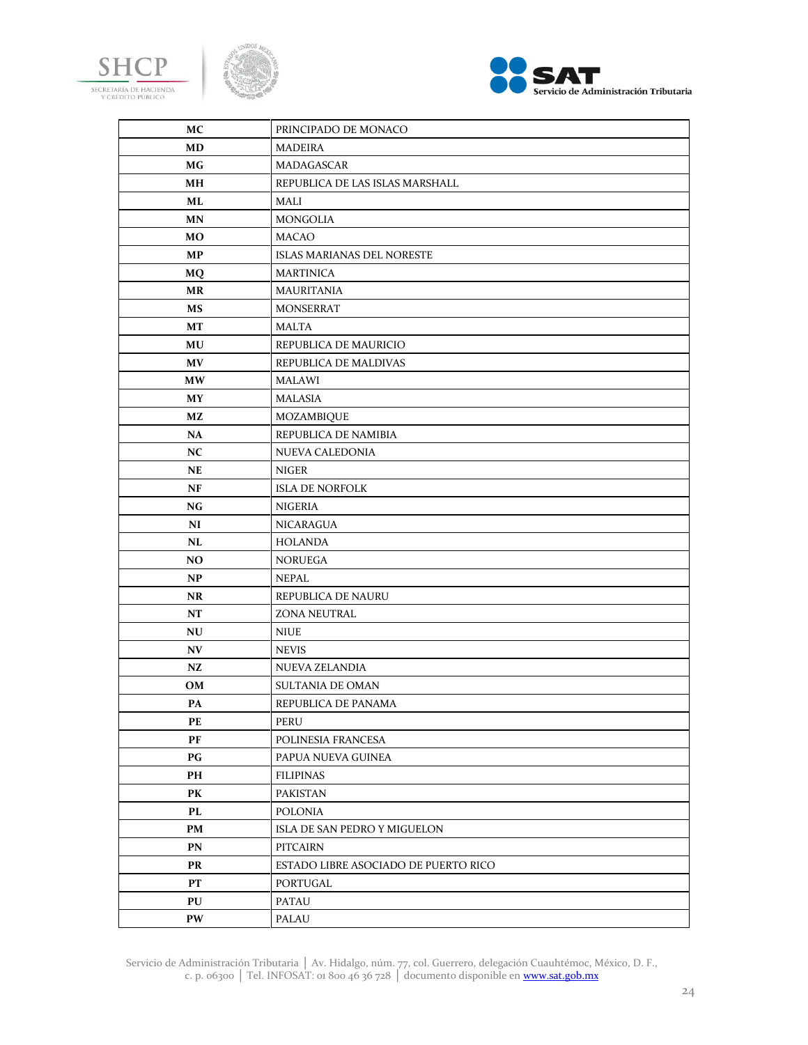| MC | PRINCIPADO DE MONACO |
|---|---|
| MD | MADEIRA |
| MG | MADAGASCAR |
| MH | REPUBLICA DE LAS ISLAS MARSHALL |
| ML | MALI |
| MN | MONGOLIA |
| MO | MACAO |
| MP | ISLAS MARIANAS DEL NORESTE |
| MQ | MARTINICA |
| MR | MAURITANIA |
| MS | MONSERRAT |
| MT | MALTA |
| MU | REPUBLICA DE MAURICIO |
| MV | REPUBLICA DE MALDIVAS |
| MW | MALAWI |
| MY | MALASIA |
| MZ | MOZAMBIQUE |
| NA | REPUBLICA DE NAMIBIA |
| NC | NUEVA CALEDONIA |
| NE | NIGER |
| NF | ISLA DE NORFOLK |
| NG | NIGERIA |
| NI | NICARAGUA |
| NL | HOLANDA |
| NO | NORUEGA |
| NP | NEPAL |
| NR | REPUBLICA DE NAURU |
| NT | ZONA NEUTRAL |
| NU | NIUE |
| NV | NEVIS |
| NZ | NUEVA ZELANDIA |
| OM | SULTANIA DE OMAN |
| PA | REPUBLICA DE PANAMA |
| PE | PERU |
| PF | POLINESIA FRANCESA |
| PG | PAPUA NUEVA GUINEA |
| PH | FILIPINAS |
| PK | PAKISTAN |
| PL | POLONIA |
| PM | ISLA DE SAN PEDRO Y MIGUELON |
| PN | PITCAIRN |
| PR | ESTADO LIBRE ASOCIADO DE PUERTO RICO |
| PT | PORTUGAL |
| PU | PATAU |
| PW | PALAU |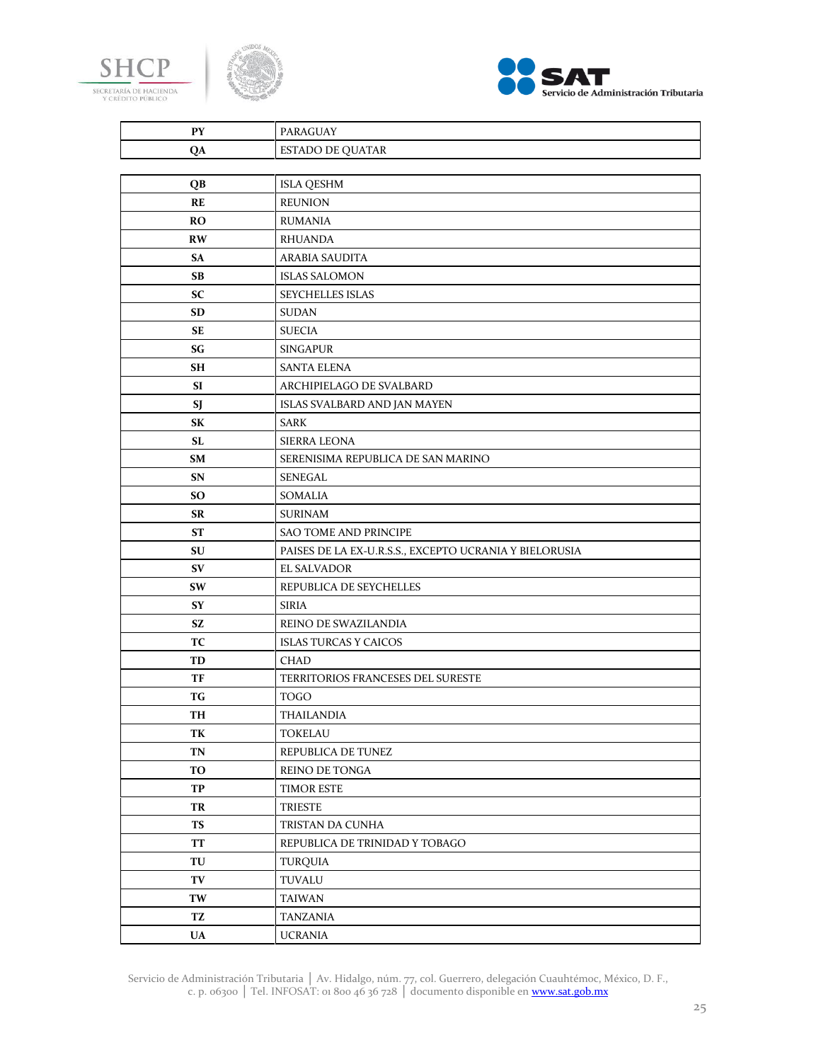| | |
|---|---|
| **PY** | PARAGUAY |
| **QA** | ESTADO DE QUATAR |
| **QB** | ISLA QESHM |
| **RE** | REUNION |
| **RO** | RUMANIA |
| **RW** | RHUANDA |
| **SA** | ARABIA SAUDITA |
| **SB** | ISLAS SALOMON |
| **SC** | SEYCHELLES ISLAS |
| **SD** | SUDAN |
| **SE** | SUECIA |
| **SG** | SINGAPUR |
| **SH** | SANTA ELENA |
| **SI** | ARCHIPIELAGO DE SVALBARD |
| **SJ** | ISLAS SVALBARD AND JAN MAYEN |
| **SK** | SARK |
| **SL** | SIERRA LEONA |
| **SM** | SERENISIMA REPUBLICA DE SAN MARINO |
| **SN** | SENEGAL |
| **SO** | SOMALIA |
| **SR** | SURINAM |
| **ST** | SAO TOME AND PRINCIPE |
| **SU** | PAISES DE LA EX-U.R.S.S., EXCEPTO UCRANIA Y BIELORUSIA |
| **SV** | EL SALVADOR |
| **SW** | REPUBLICA DE SEYCHELLES |
| **SY** | SIRIA |
| **SZ** | REINO DE SWAZILANDIA |
| **TC** | ISLAS TURCAS Y CAICOS |
| **TD** | CHAD |
| **TF** | TERRITORIOS FRANCESES DEL SURESTE |
| **TG** | TOGO |
| **TH** | THAILANDIA |
| **TK** | TOKELAU |
| **TN** | REPUBLICA DE TUNEZ |
| **TO** | REINO DE TONGA |
| **TP** | TIMOR ESTE |
| **TR** | TRIESTE |
| **TS** | TRISTAN DA CUNHA |
| **TT** | REPUBLICA DE TRINIDAD Y TOBAGO |
| **TU** | TURQUIA |
| **TV** | TUVALU |
| **TW** | TAIWAN |
| **TZ** | TANZANIA |
| **UA** | UCRANIA |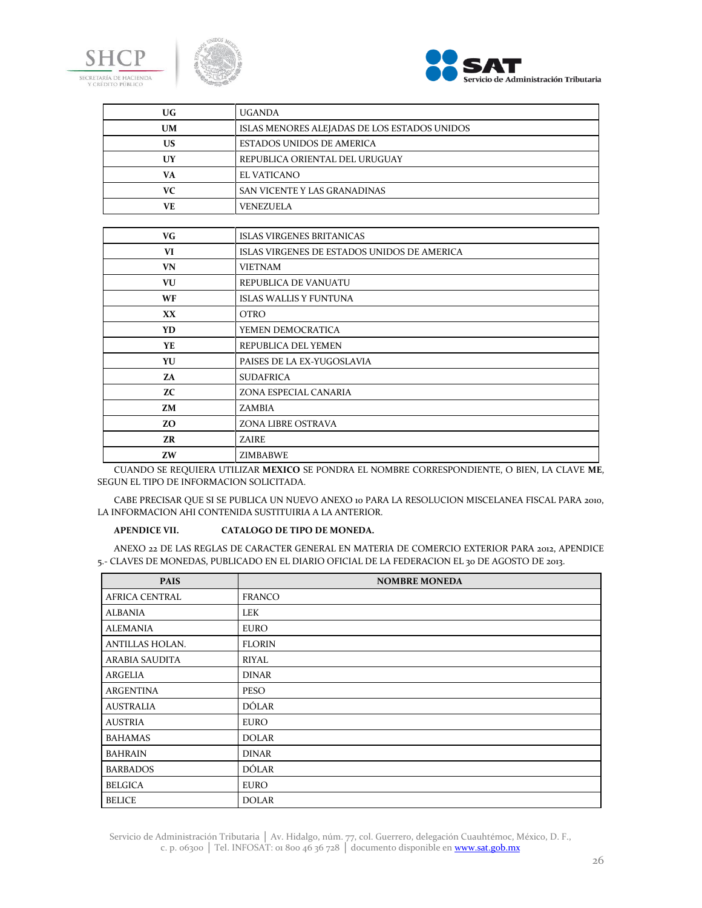| | |
|---|---|
| UG | UGANDA |
| UM | ISLAS MENORES ALEJADAS DE LOS ESTADOS UNIDOS |
| US | ESTADOS UNIDOS DE AMERICA |
| UY | REPUBLICA ORIENTAL DEL URUGUAY |
| VA | EL VATICANO |
| VC | SAN VICENTE Y LAS GRANADINAS |
| VE | VENEZUELA |
| VG | ISLAS VIRGENES BRITANICAS |
| VI | ISLAS VIRGENES DE ESTADOS UNIDOS DE AMERICA |
| VN | VIETNAM |
| VU | REPUBLICA DE VANUATU |
| WF | ISLAS WALLIS Y FUNTUNA |
| XX | OTRO |
| YD | YEMEN DEMOCRATICA |
| YE | REPUBLICA DEL YEMEN |
| YU | PAISES DE LA EX-YUGOSLAVIA |
| ZA | SUDAFRICA |
| ZC | ZONA ESPECIAL CANARIA |
| ZM | ZAMBIA |
| ZO | ZONA LIBRE OSTRAVA |
| ZR | ZAIRE |
| ZW | ZIMBABWE |

CUANDO SE REQUIERA UTILIZAR **MEXICO** SE PONDRA EL NOMBRE CORRESPONDIENTE, O BIEN, LA CLAVE **ME**, SEGUN EL TIPO DE INFORMACION SOLICITADA.

CABE PRECISAR QUE SI SE PUBLICA UN NUEVO ANEXO 10 PARA LA RESOLUCION MISCELANEA FISCAL PARA 2010, LA INFORMACION AHI CONTENIDA SUSTITUIRIA A LA ANTERIOR.

**APENDICE VII. CATALOGO DE TIPO DE MONEDA.**

ANEXO 22 DE LAS REGLAS DE CARACTER GENERAL EN MATERIA DE COMERCIO EXTERIOR PARA 2012, APENDICE 5.- CLAVES DE MONEDAS, PUBLICADO EN EL DIARIO OFICIAL DE LA FEDERACION EL 30 DE AGOSTO DE 2013.

| PAIS | NOMBRE MONEDA |
|---|---|
| AFRICA CENTRAL | FRANCO |
| ALBANIA | LEK |
| ALEMANIA | EURO |
| ANTILLAS HOLAN. | FLORIN |
| ARABIA SAUDITA | RIYAL |
| ARGELIA | DINAR |
| ARGENTINA | PESO |
| AUSTRALIA | DÓLAR |
| AUSTRIA | EURO |
| BAHAMAS | DOLAR |
| BAHRAIN | DINAR |
| BARBADOS | DÓLAR |
| BELGICA | EURO |
| BELICE | DOLAR |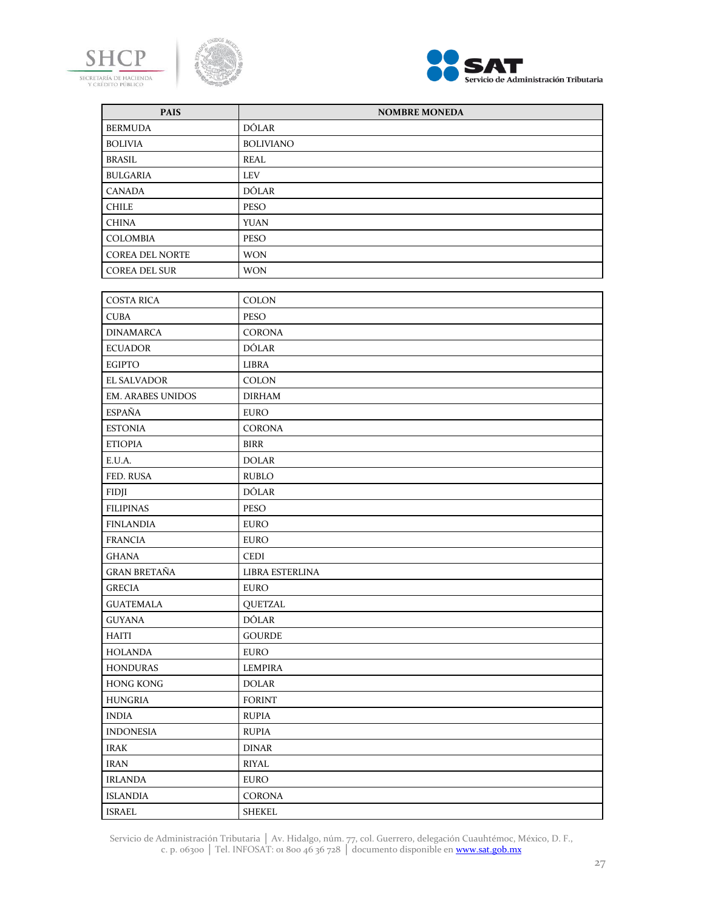| PAIS | NOMBRE MONEDA |
| --- | --- |
| BERMUDA | DÓLAR |
| BOLIVIA | BOLIVIANO |
| BRASIL | REAL |
| BULGARIA | LEV |
| CANADA | DÓLAR |
| CHILE | PESO |
| CHINA | YUAN |
| COLOMBIA | PESO |
| COREA DEL NORTE | WON |
| COREA DEL SUR | WON |
| COSTA RICA | COLON |
| CUBA | PESO |
| DINAMARCA | CORONA |
| ECUADOR | DÓLAR |
| EGIPTO | LIBRA |
| EL SALVADOR | COLON |
| EM. ARABES UNIDOS | DIRHAM |
| ESPAÑA | EURO |
| ESTONIA | CORONA |
| ETIOPIA | BIRR |
| E.U.A. | DOLAR |
| FED. RUSA | RUBLO |
| FIDJI | DÓLAR |
| FILIPINAS | PESO |
| FINLANDIA | EURO |
| FRANCIA | EURO |
| GHANA | CEDI |
| GRAN BRETAÑA | LIBRA ESTERLINA |
| GRECIA | EURO |
| GUATEMALA | QUETZAL |
| GUYANA | DÓLAR |
| HAITI | GOURDE |
| HOLANDA | EURO |
| HONDURAS | LEMPIRA |
| HONG KONG | DOLAR |
| HUNGRIA | FORINT |
| INDIA | RUPIA |
| INDONESIA | RUPIA |
| IRAK | DINAR |
| IRAN | RIYAL |
| IRLANDA | EURO |
| ISLANDIA | CORONA |
| ISRAEL | SHEKEL |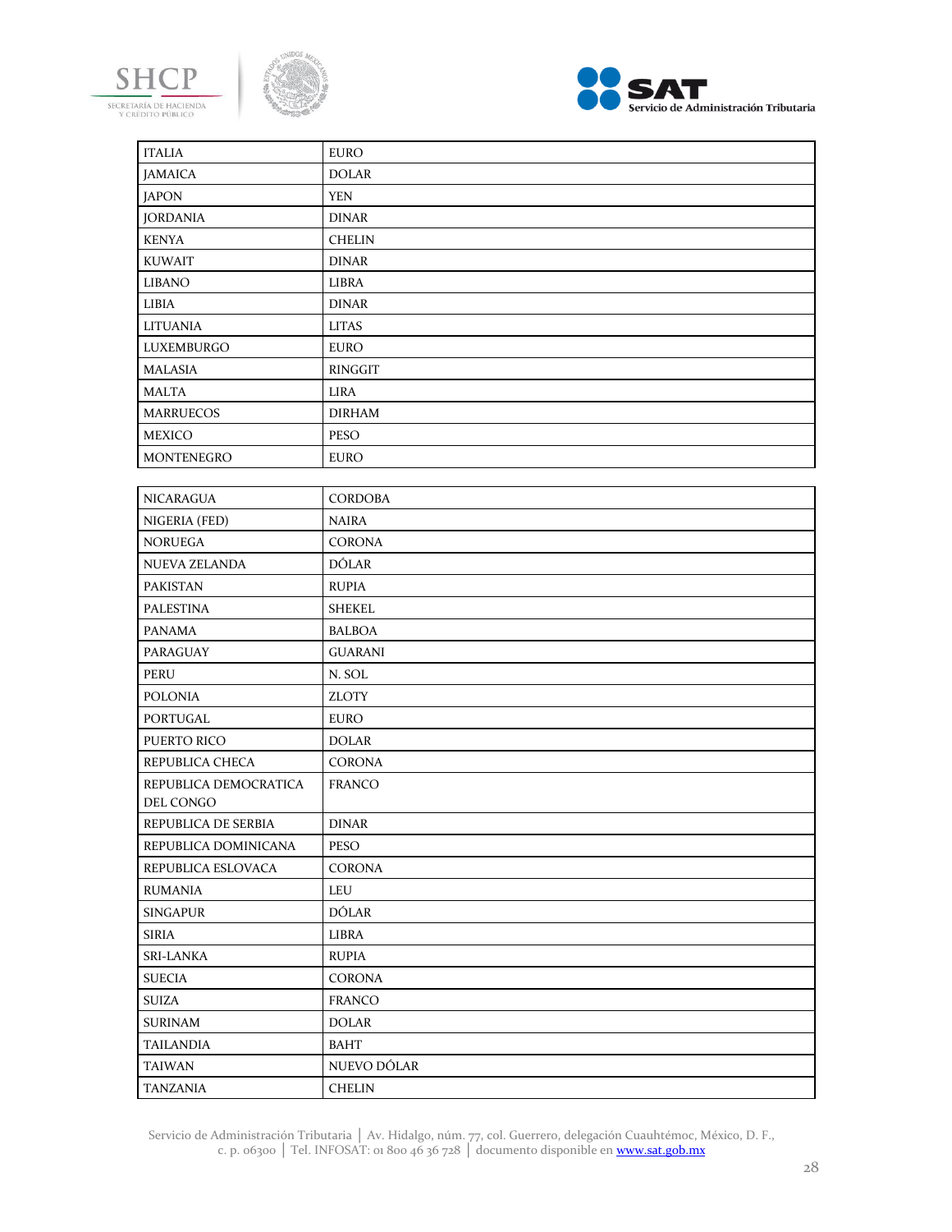| ITALIA | EURO |
|---|---|
| JAMAICA | DOLAR |
| JAPON | YEN |
| JORDANIA | DINAR |
| KENYA | CHELIN |
| KUWAIT | DINAR |
| LIBANO | LIBRA |
| LIBIA | DINAR |
| LITUANIA | LITAS |
| LUXEMBURGO | EURO |
| MALASIA | RINGGIT |
| MALTA | LIRA |
| MARRUECOS | DIRHAM |
| MEXICO | PESO |
| MONTENEGRO | EURO |

| NICARAGUA | CORDOBA |
|---|---|
| NIGERIA (FED) | NAIRA |
| NORUEGA | CORONA |
| NUEVA ZELANDA | DÓLAR |
| PAKISTAN | RUPIA |
| PALESTINA | SHEKEL |
| PANAMA | BALBOA |
| PARAGUAY | GUARANI |
| PERU | N. SOL |
| POLONIA | ZLOTY |
| PORTUGAL | EURO |
| PUERTO RICO | DOLAR |
| REPUBLICA CHECA | CORONA |
| REPUBLICA DEMOCRATICA DEL CONGO | FRANCO |
| REPUBLICA DE SERBIA | DINAR |
| REPUBLICA DOMINICANA | PESO |
| REPUBLICA ESLOVACA | CORONA |
| RUMANIA | LEU |
| SINGAPUR | DÓLAR |
| SIRIA | LIBRA |
| SRI-LANKA | RUPIA |
| SUECIA | CORONA |
| SUIZA | FRANCO |
| SURINAM | DOLAR |
| TAILANDIA | BAHT |
| TAIWAN | NUEVO DÓLAR |
| TANZANIA | CHELIN |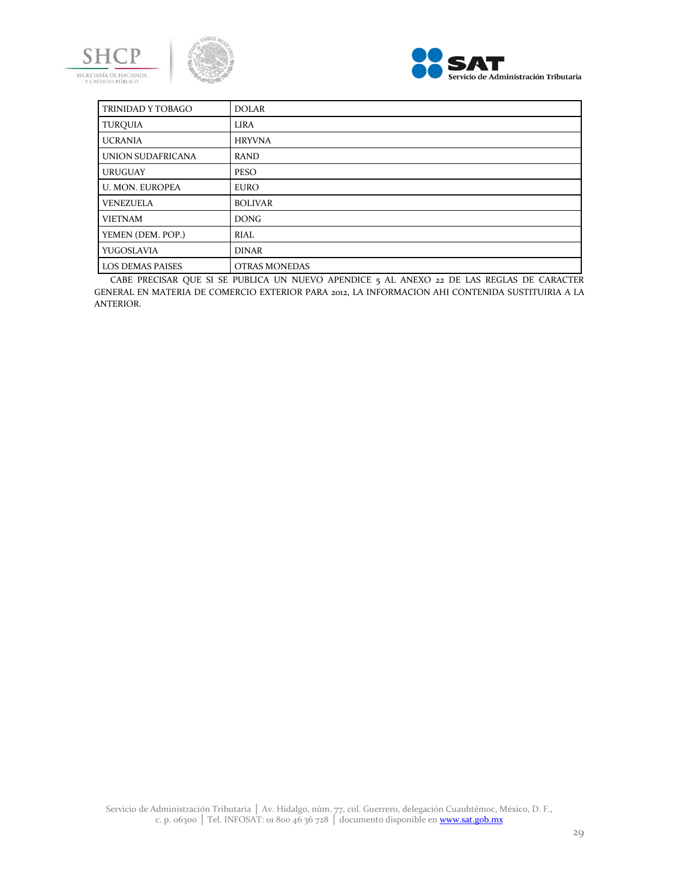| | |
|---|---|
| TRINIDAD Y TOBAGO | DOLAR |
| TURQUIA | LIRA |
| UCRANIA | HRYVNA |
| UNION SUDAFRICANA | RAND |
| URUGUAY | PESO |
| U. MON. EUROPEA | EURO |
| VENEZUELA | BOLIVAR |
| VIETNAM | DONG |
| YEMEN (DEM. POP.) | RIAL |
| YUGOSLAVIA | DINAR |
| LOS DEMAS PAISES | OTRAS MONEDAS |

CABE PRECISAR QUE SI SE PUBLICA UN NUEVO APENDICE 5 AL ANEXO 22 DE LAS REGLAS DE CARACTER GENERAL EN MATERIA DE COMERCIO EXTERIOR PARA 2012, LA INFORMACION AHI CONTENIDA SUSTITUIRIA A LA ANTERIOR.